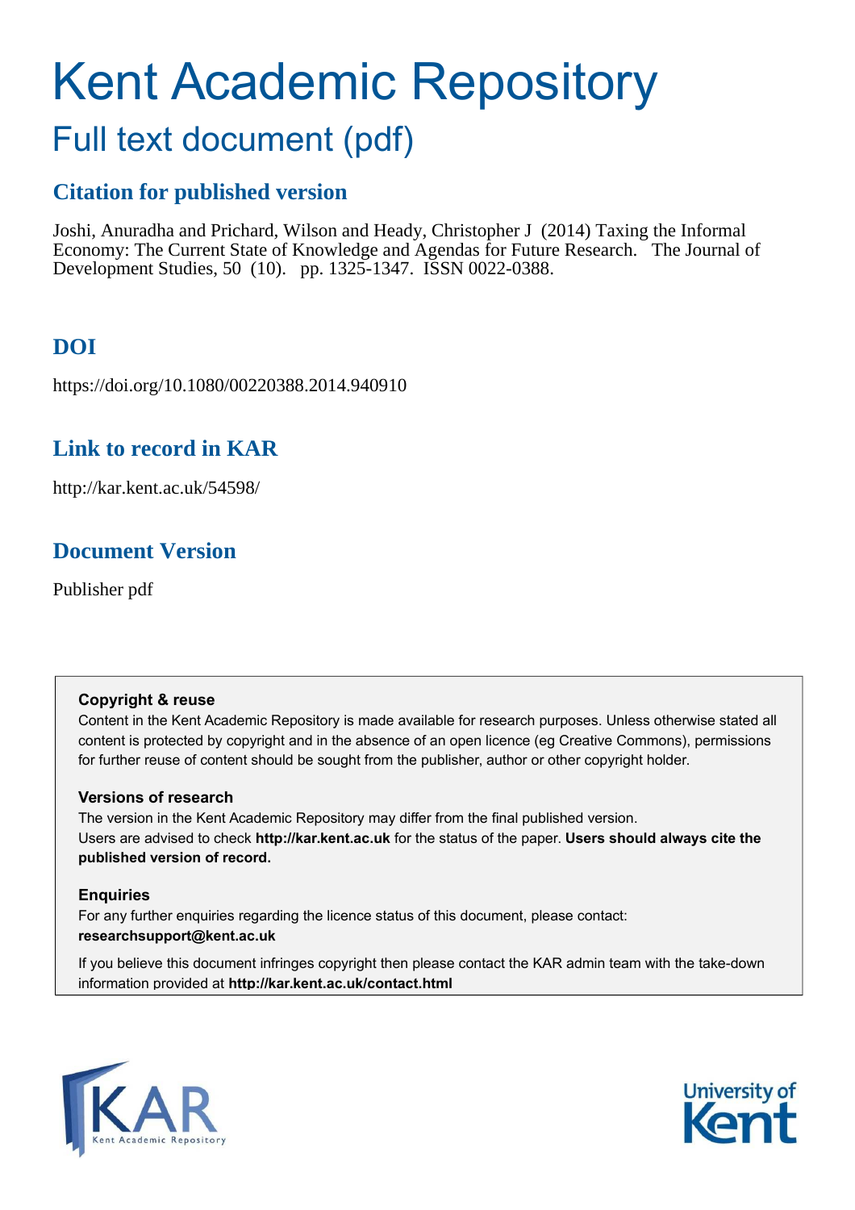# Kent Academic Repository

## Full text document (pdf)

### Citation for published version

Joshi, Anuradha and Prichard, Wilson and Heady, Christopher J (2014) Taxing the Informal Economy: The Current State of Knowledge and Agendas for Future Research. The Journal of Development Studies, 50 (10). pp. 1325-1347. ISSN 0022-0388.

### DOI

https://doi.org/10.1080/00220388.2014.940910

### Link to record in KAR

http://kar.kent.ac.uk/54598/

### Document Version

Publisher pdf

**Copyright & reuse**

Content in the Kent Academic Repository is made available for research purposes. Unless otherwise stated all content is protected by copyright and in the absence of an open licence (eg Creative Commons), permissions for further reuse of content should be sought from the publisher, author or other copyright holder.

**Versions of research**

The version in the Kent Academic Repository may differ from the final published version. Users are advised to check **http://kar.kent.ac.uk** for the status of the paper. **Users should always cite the published version of record.**

**Enquiries**

For any further enquiries regarding the licence status of this document, please contact: **researchsupport@kent.ac.uk**

If you believe this document infringes copyright then please contact the KAR admin team with the take-down information provided at **http://kar.kent.ac.uk/contact.html**

KAR Kent Academic Repository

University of Kent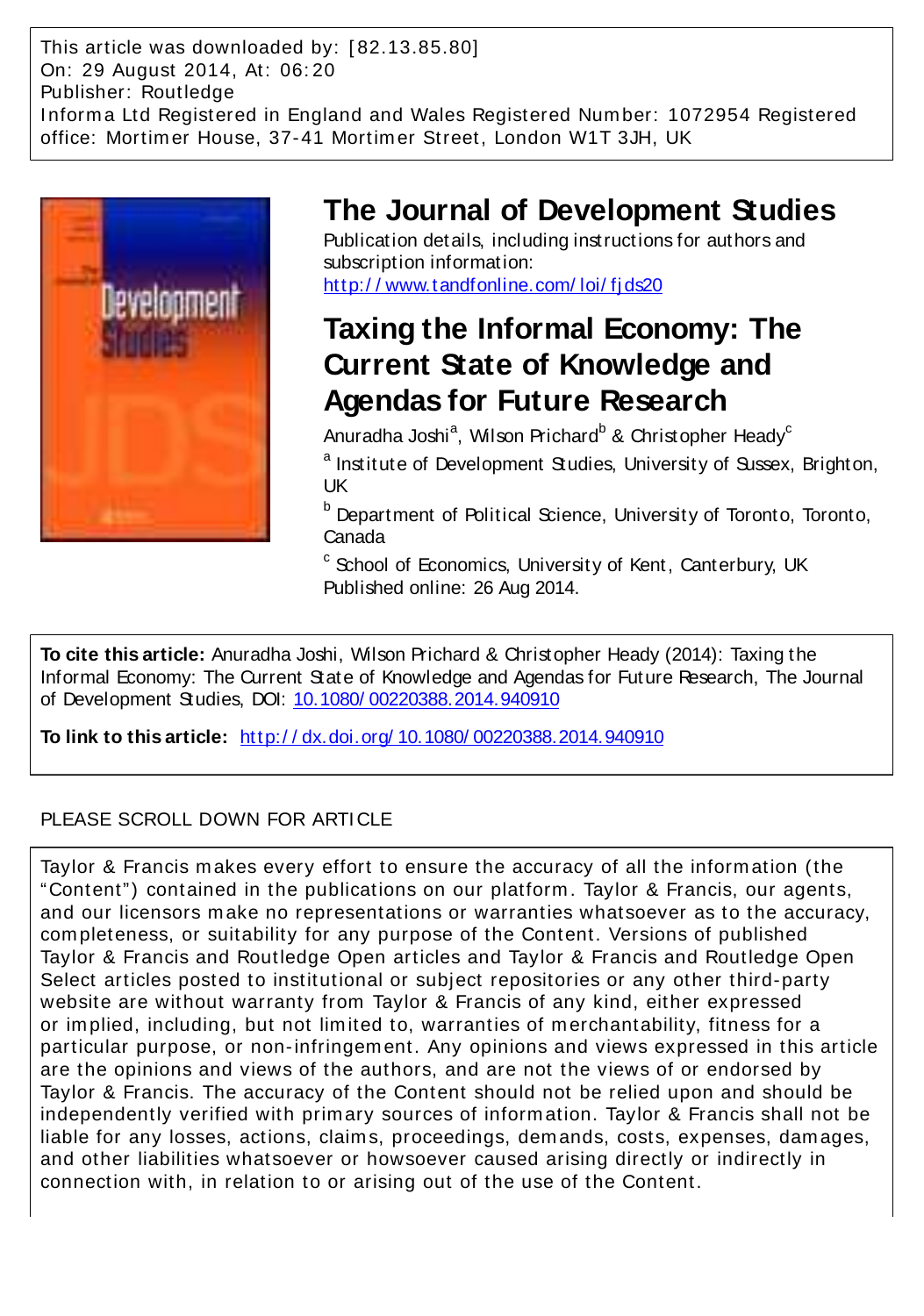This article was downloaded by: [82.13.85.80]
On: 29 August 2014, At: 06:20
Publisher: Routledge
Informa Ltd Registered in England and Wales Registered Number: 1072954 Registered office: Mortimer House, 37-41 Mortimer Street, London W1T 3JH, UK

# The Journal of Development Studies

Publication details, including instructions for authors and subscription information:
http://www.tandfonline.com/loi/fjds20

## Taxing the Informal Economy: The Current State of Knowledge and Agendas for Future Research

Anuradha Joshi[a], Wilson Prichard[b] & Christopher Heady[c]

[a] Institute of Development Studies, University of Sussex, Brighton, UK

[b] Department of Political Science, University of Toronto, Toronto, Canada

[c] School of Economics, University of Kent, Canterbury, UK

Published online: 26 Aug 2014.

**To cite this article:** Anuradha Joshi, Wilson Prichard & Christopher Heady (2014): Taxing the Informal Economy: The Current State of Knowledge and Agendas for Future Research, The Journal of Development Studies, DOI: 10.1080/00220388.2014.940910

**To link to this article:** http://dx.doi.org/10.1080/00220388.2014.940910

PLEASE SCROLL DOWN FOR ARTICLE

Taylor & Francis makes every effort to ensure the accuracy of all the information (the "Content") contained in the publications on our platform. Taylor & Francis, our agents, and our licensors make no representations or warranties whatsoever as to the accuracy, completeness, or suitability for any purpose of the Content. Versions of published Taylor & Francis and Routledge Open articles and Taylor & Francis and Routledge Open Select articles posted to institutional or subject repositories or any other third-party website are without warranty from Taylor & Francis of any kind, either expressed or implied, including, but not limited to, warranties of merchantability, fitness for a particular purpose, or non-infringement. Any opinions and views expressed in this article are the opinions and views of the authors, and are not the views of or endorsed by Taylor & Francis. The accuracy of the Content should not be relied upon and should be independently verified with primary sources of information. Taylor & Francis shall not be liable for any losses, actions, claims, proceedings, demands, costs, expenses, damages, and other liabilities whatsoever or howsoever caused arising directly or indirectly in connection with, in relation to or arising out of the use of the Content.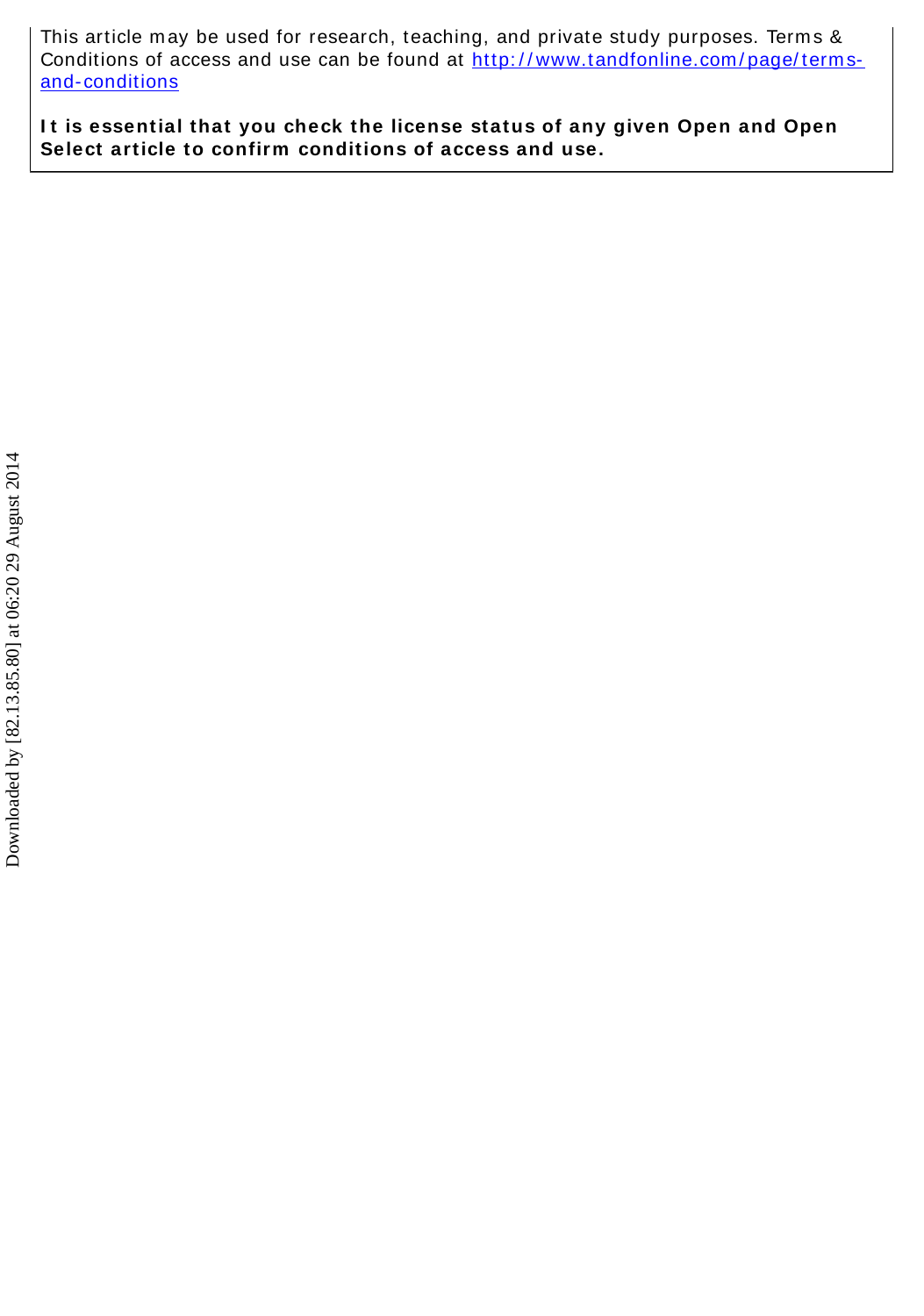This article may be used for research, teaching, and private study purposes. Terms & Conditions of access and use can be found at [http://www.tandfonline.com/page/terms-and-conditions](http://www.tandfonline.com/page/terms-and-conditions)

**It is essential that you check the license status of any given Open and Open Select article to confirm conditions of access and use.**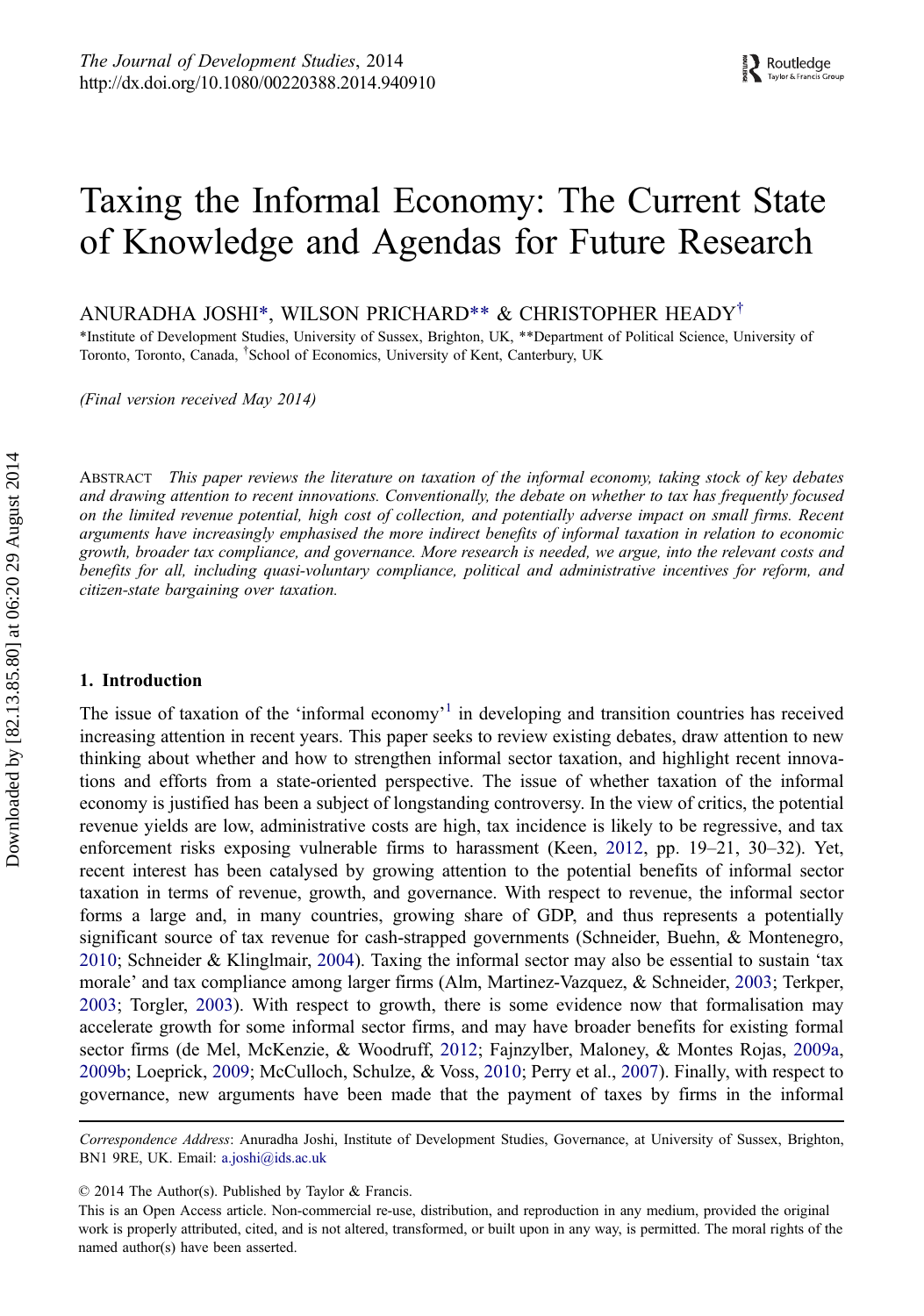# Taxing the Informal Economy: The Current State of Knowledge and Agendas for Future Research

ANURADHA JOSHI*, WILSON PRICHARD** & CHRISTOPHER HEADY†

*Institute of Development Studies, University of Sussex, Brighton, UK, **Department of Political Science, University of Toronto, Toronto, Canada, †School of Economics, University of Kent, Canterbury, UK

*(Final version received May 2014)*

ABSTRACT *This paper reviews the literature on taxation of the informal economy, taking stock of key debates and drawing attention to recent innovations. Conventionally, the debate on whether to tax has frequently focused on the limited revenue potential, high cost of collection, and potentially adverse impact on small firms. Recent arguments have increasingly emphasised the more indirect benefits of informal taxation in relation to economic growth, broader tax compliance, and governance. More research is needed, we argue, into the relevant costs and benefits for all, including quasi-voluntary compliance, political and administrative incentives for reform, and citizen-state bargaining over taxation.*

## 1. Introduction

The issue of taxation of the 'informal economy'[1] in developing and transition countries has received increasing attention in recent years. This paper seeks to review existing debates, draw attention to new thinking about whether and how to strengthen informal sector taxation, and highlight recent innovations and efforts from a state-oriented perspective. The issue of whether taxation of the informal economy is justified has been a subject of longstanding controversy. In the view of critics, the potential revenue yields are low, administrative costs are high, tax incidence is likely to be regressive, and tax enforcement risks exposing vulnerable firms to harassment (Keen, 2012, pp. 19–21, 30–32). Yet, recent interest has been catalysed by growing attention to the potential benefits of informal sector taxation in terms of revenue, growth, and governance. With respect to revenue, the informal sector forms a large and, in many countries, growing share of GDP, and thus represents a potentially significant source of tax revenue for cash-strapped governments (Schneider, Buehn, & Montenegro, 2010; Schneider & Klinglmair, 2004). Taxing the informal sector may also be essential to sustain 'tax morale' and tax compliance among larger firms (Alm, Martinez-Vazquez, & Schneider, 2003; Terkper, 2003; Torgler, 2003). With respect to growth, there is some evidence now that formalisation may accelerate growth for some informal sector firms, and may have broader benefits for existing formal sector firms (de Mel, McKenzie, & Woodruff, 2012; Fajnzylber, Maloney, & Montes Rojas, 2009a, 2009b; Loeprick, 2009; McCulloch, Schulze, & Voss, 2010; Perry et al., 2007). Finally, with respect to governance, new arguments have been made that the payment of taxes by firms in the informal

*Correspondence Address*: Anuradha Joshi, Institute of Development Studies, Governance, at University of Sussex, Brighton, BN1 9RE, UK. Email: a.joshi@ids.ac.uk

© 2014 The Author(s). Published by Taylor & Francis.
This is an Open Access article. Non-commercial re-use, distribution, and reproduction in any medium, provided the original work is properly attributed, cited, and is not altered, transformed, or built upon in any way, is permitted. The moral rights of the named author(s) have been asserted.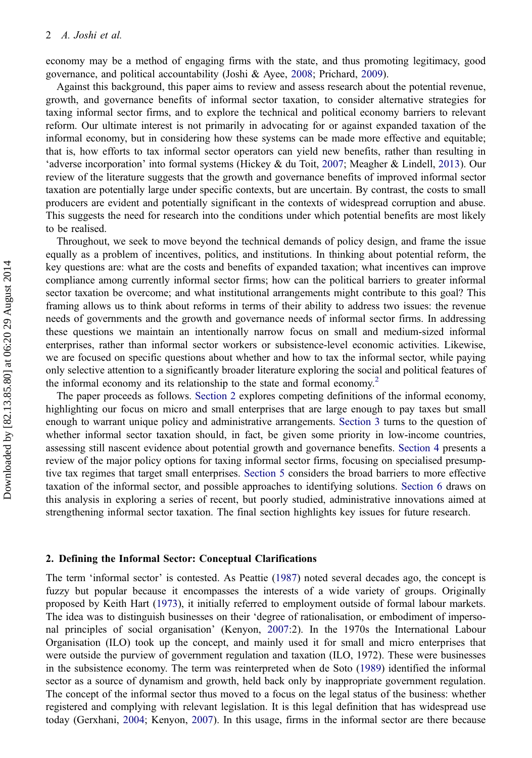economy may be a method of engaging firms with the state, and thus promoting legitimacy, good governance, and political accountability (Joshi & Ayee, 2008; Prichard, 2009).

Against this background, this paper aims to review and assess research about the potential revenue, growth, and governance benefits of informal sector taxation, to consider alternative strategies for taxing informal sector firms, and to explore the technical and political economy barriers to relevant reform. Our ultimate interest is not primarily in advocating for or against expanded taxation of the informal economy, but in considering how these systems can be made more effective and equitable; that is, how efforts to tax informal sector operators can yield new benefits, rather than resulting in 'adverse incorporation' into formal systems (Hickey & du Toit, 2007; Meagher & Lindell, 2013). Our review of the literature suggests that the growth and governance benefits of improved informal sector taxation are potentially large under specific contexts, but are uncertain. By contrast, the costs to small producers are evident and potentially significant in the contexts of widespread corruption and abuse. This suggests the need for research into the conditions under which potential benefits are most likely to be realised.

Throughout, we seek to move beyond the technical demands of policy design, and frame the issue equally as a problem of incentives, politics, and institutions. In thinking about potential reform, the key questions are: what are the costs and benefits of expanded taxation; what incentives can improve compliance among currently informal sector firms; how can the political barriers to greater informal sector taxation be overcome; and what institutional arrangements might contribute to this goal? This framing allows us to think about reforms in terms of their ability to address two issues: the revenue needs of governments and the growth and governance needs of informal sector firms. In addressing these questions we maintain an intentionally narrow focus on small and medium-sized informal enterprises, rather than informal sector workers or subsistence-level economic activities. Likewise, we are focused on specific questions about whether and how to tax the informal sector, while paying only selective attention to a significantly broader literature exploring the social and political features of the informal economy and its relationship to the state and formal economy.[2]

The paper proceeds as follows. Section 2 explores competing definitions of the informal economy, highlighting our focus on micro and small enterprises that are large enough to pay taxes but small enough to warrant unique policy and administrative arrangements. Section 3 turns to the question of whether informal sector taxation should, in fact, be given some priority in low-income countries, assessing still nascent evidence about potential growth and governance benefits. Section 4 presents a review of the major policy options for taxing informal sector firms, focusing on specialised presumptive tax regimes that target small enterprises. Section 5 considers the broad barriers to more effective taxation of the informal sector, and possible approaches to identifying solutions. Section 6 draws on this analysis in exploring a series of recent, but poorly studied, administrative innovations aimed at strengthening informal sector taxation. The final section highlights key issues for future research.

## 2. Defining the Informal Sector: Conceptual Clarifications

The term 'informal sector' is contested. As Peattie (1987) noted several decades ago, the concept is fuzzy but popular because it encompasses the interests of a wide variety of groups. Originally proposed by Keith Hart (1973), it initially referred to employment outside of formal labour markets. The idea was to distinguish businesses on their 'degree of rationalisation, or embodiment of impersonal principles of social organisation' (Kenyon, 2007:2). In the 1970s the International Labour Organisation (ILO) took up the concept, and mainly used it for small and micro enterprises that were outside the purview of government regulation and taxation (ILO, 1972). These were businesses in the subsistence economy. The term was reinterpreted when de Soto (1989) identified the informal sector as a source of dynamism and growth, held back only by inappropriate government regulation. The concept of the informal sector thus moved to a focus on the legal status of the business: whether registered and complying with relevant legislation. It is this legal definition that has widespread use today (Gerxhani, 2004; Kenyon, 2007). In this usage, firms in the informal sector are there because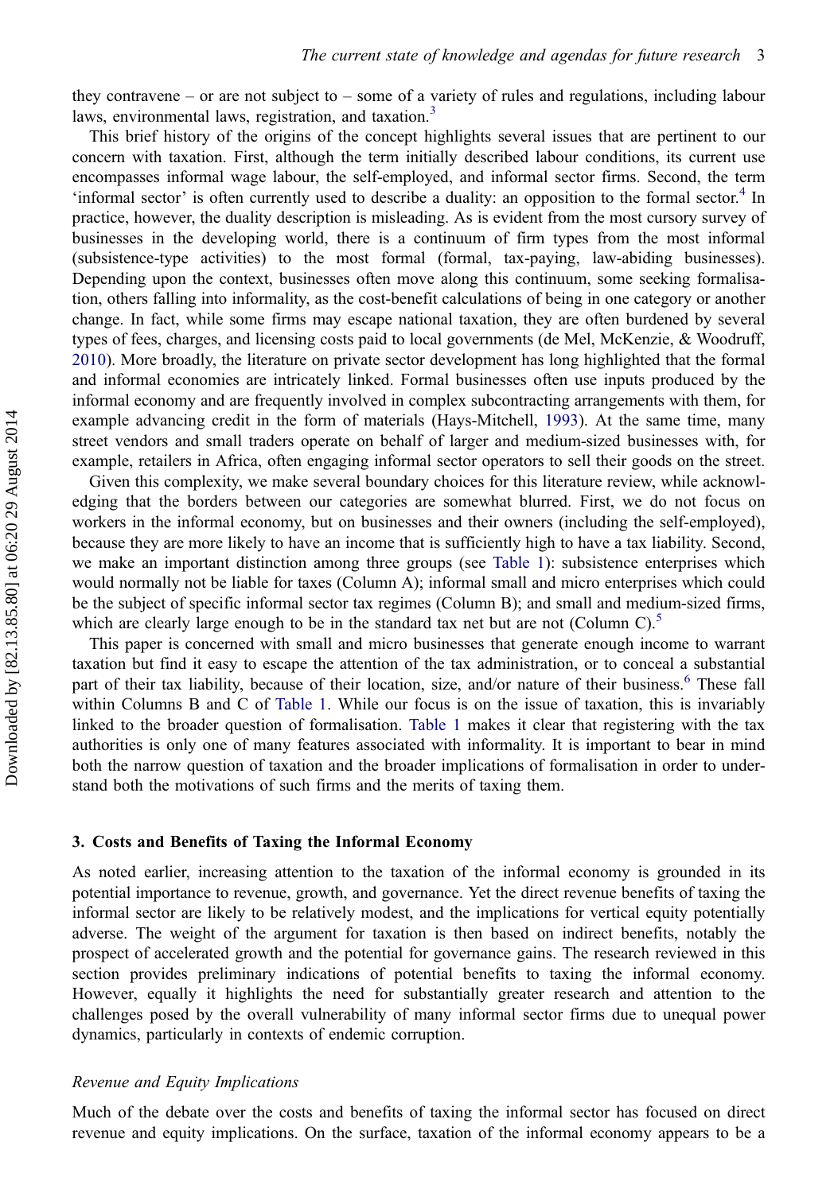they contravene – or are not subject to – some of a variety of rules and regulations, including labour laws, environmental laws, registration, and taxation.[3]

This brief history of the origins of the concept highlights several issues that are pertinent to our concern with taxation. First, although the term initially described labour conditions, its current use encompasses informal wage labour, the self-employed, and informal sector firms. Second, the term 'informal sector' is often currently used to describe a duality: an opposition to the formal sector.[4] In practice, however, the duality description is misleading. As is evident from the most cursory survey of businesses in the developing world, there is a continuum of firm types from the most informal (subsistence-type activities) to the most formal (formal, tax-paying, law-abiding businesses). Depending upon the context, businesses often move along this continuum, some seeking formalisation, others falling into informality, as the cost-benefit calculations of being in one category or another change. In fact, while some firms may escape national taxation, they are often burdened by several types of fees, charges, and licensing costs paid to local governments (de Mel, McKenzie, & Woodruff, 2010). More broadly, the literature on private sector development has long highlighted that the formal and informal economies are intricately linked. Formal businesses often use inputs produced by the informal economy and are frequently involved in complex subcontracting arrangements with them, for example advancing credit in the form of materials (Hays-Mitchell, 1993). At the same time, many street vendors and small traders operate on behalf of larger and medium-sized businesses with, for example, retailers in Africa, often engaging informal sector operators to sell their goods on the street.

Given this complexity, we make several boundary choices for this literature review, while acknowledging that the borders between our categories are somewhat blurred. First, we do not focus on workers in the informal economy, but on businesses and their owners (including the self-employed), because they are more likely to have an income that is sufficiently high to have a tax liability. Second, we make an important distinction among three groups (see Table 1): subsistence enterprises which would normally not be liable for taxes (Column A); informal small and micro enterprises which could be the subject of specific informal sector tax regimes (Column B); and small and medium-sized firms, which are clearly large enough to be in the standard tax net but are not (Column C).[5]

This paper is concerned with small and micro businesses that generate enough income to warrant taxation but find it easy to escape the attention of the tax administration, or to conceal a substantial part of their tax liability, because of their location, size, and/or nature of their business.[6] These fall within Columns B and C of Table 1. While our focus is on the issue of taxation, this is invariably linked to the broader question of formalisation. Table 1 makes it clear that registering with the tax authorities is only one of many features associated with informality. It is important to bear in mind both the narrow question of taxation and the broader implications of formalisation in order to understand both the motivations of such firms and the merits of taxing them.

## 3. Costs and Benefits of Taxing the Informal Economy

As noted earlier, increasing attention to the taxation of the informal economy is grounded in its potential importance to revenue, growth, and governance. Yet the direct revenue benefits of taxing the informal sector are likely to be relatively modest, and the implications for vertical equity potentially adverse. The weight of the argument for taxation is then based on indirect benefits, notably the prospect of accelerated growth and the potential for governance gains. The research reviewed in this section provides preliminary indications of potential benefits to taxing the informal economy. However, equally it highlights the need for substantially greater research and attention to the challenges posed by the overall vulnerability of many informal sector firms due to unequal power dynamics, particularly in contexts of endemic corruption.

### *Revenue and Equity Implications*

Much of the debate over the costs and benefits of taxing the informal sector has focused on direct revenue and equity implications. On the surface, taxation of the informal economy appears to be a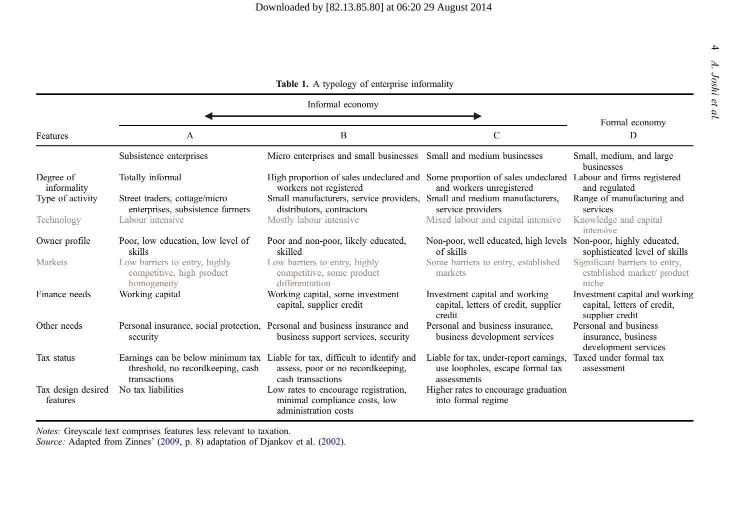**Table 1.** A typology of enterprise informality

| Features | Informal economy A | Informal economy B | Informal economy C | Formal economy D |
|---|---|---|---|---|
| | Subsistence enterprises | Micro enterprises and small businesses | Small and medium businesses | Small, medium, and large businesses |
| Degree of informality | Totally informal | High proportion of sales undeclared and workers not registered | Some proportion of sales undeclared and workers unregistered | Labour and firms registered and regulated |
| Type of activity | Street traders, cottage/micro enterprises, subsistence farmers | Small manufacturers, service providers, distributors, contractors | Small and medium manufacturers, service providers | Range of manufacturing and services |
| Technology | Labour intensive | Mostly labour intensive | Mixed labour and capital intensive | Knowledge and capital intensive |
| Owner profile | Poor, low education, low level of skills | Poor and non-poor, likely educated, skilled | Non-poor, well educated, high levels of skills | Non-poor, highly educated, sophisticated level of skills |
| Markets | Low barriers to entry, highly competitive, high product homogeneity | Low barriers to entry, highly competitive, some product differentiation | Some barriers to entry, established markets | Significant barriers to entry, established market/ product niche |
| Finance needs | Working capital | Working capital, some investment capital, supplier credit | Investment capital and working capital, letters of credit, supplier credit | Investment capital and working capital, letters of credit, supplier credit |
| Other needs | Personal insurance, social protection, security | Personal and business insurance and business support services, security | Personal and business insurance, business development services | Personal and business insurance, business development services |
| Tax status | Earnings can be below minimum tax threshold, no recordkeeping, cash transactions | Liable for tax, difficult to identify and assess, poor or no recordkeeping, cash transactions | Liable for tax, under-report earnings, use loopholes, escape formal tax assessments | Taxed under formal tax assessment |
| Tax design desired features | No tax liabilities | Low rates to encourage registration, minimal compliance costs, low administration costs | Higher rates to encourage graduation into formal regime | |

*Notes:* Greyscale text comprises features less relevant to taxation.
*Source:* Adapted from Zinnes' (2009, p. 8) adaptation of Djankov et al. (2002).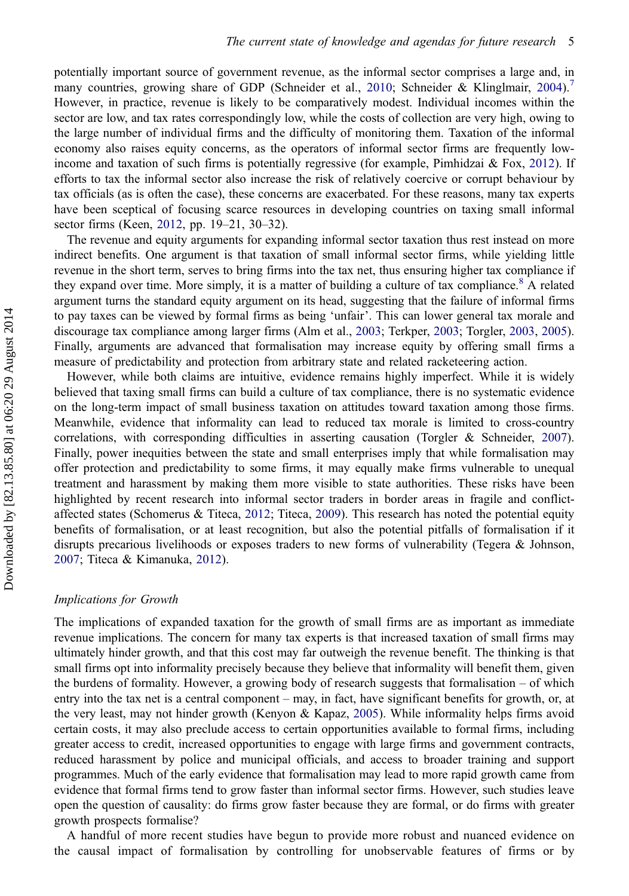potentially important source of government revenue, as the informal sector comprises a large and, in many countries, growing share of GDP (Schneider et al., 2010; Schneider & Klinglmair, 2004).[7] However, in practice, revenue is likely to be comparatively modest. Individual incomes within the sector are low, and tax rates correspondingly low, while the costs of collection are very high, owing to the large number of individual firms and the difficulty of monitoring them. Taxation of the informal economy also raises equity concerns, as the operators of informal sector firms are frequently low-income and taxation of such firms is potentially regressive (for example, Pimhidzai & Fox, 2012). If efforts to tax the informal sector also increase the risk of relatively coercive or corrupt behaviour by tax officials (as is often the case), these concerns are exacerbated. For these reasons, many tax experts have been sceptical of focusing scarce resources in developing countries on taxing small informal sector firms (Keen, 2012, pp. 19–21, 30–32).

The revenue and equity arguments for expanding informal sector taxation thus rest instead on more indirect benefits. One argument is that taxation of small informal sector firms, while yielding little revenue in the short term, serves to bring firms into the tax net, thus ensuring higher tax compliance if they expand over time. More simply, it is a matter of building a culture of tax compliance.[8] A related argument turns the standard equity argument on its head, suggesting that the failure of informal firms to pay taxes can be viewed by formal firms as being 'unfair'. This can lower general tax morale and discourage tax compliance among larger firms (Alm et al., 2003; Terkper, 2003; Torgler, 2003, 2005). Finally, arguments are advanced that formalisation may increase equity by offering small firms a measure of predictability and protection from arbitrary state and related racketeering action.

However, while both claims are intuitive, evidence remains highly imperfect. While it is widely believed that taxing small firms can build a culture of tax compliance, there is no systematic evidence on the long-term impact of small business taxation on attitudes toward taxation among those firms. Meanwhile, evidence that informality can lead to reduced tax morale is limited to cross-country correlations, with corresponding difficulties in asserting causation (Torgler & Schneider, 2007). Finally, power inequities between the state and small enterprises imply that while formalisation may offer protection and predictability to some firms, it may equally make firms vulnerable to unequal treatment and harassment by making them more visible to state authorities. These risks have been highlighted by recent research into informal sector traders in border areas in fragile and conflict-affected states (Schomerus & Titeca, 2012; Titeca, 2009). This research has noted the potential equity benefits of formalisation, or at least recognition, but also the potential pitfalls of formalisation if it disrupts precarious livelihoods or exposes traders to new forms of vulnerability (Tegera & Johnson, 2007; Titeca & Kimanuka, 2012).

### *Implications for Growth*

The implications of expanded taxation for the growth of small firms are as important as immediate revenue implications. The concern for many tax experts is that increased taxation of small firms may ultimately hinder growth, and that this cost may far outweigh the revenue benefit. The thinking is that small firms opt into informality precisely because they believe that informality will benefit them, given the burdens of formality. However, a growing body of research suggests that formalisation – of which entry into the tax net is a central component – may, in fact, have significant benefits for growth, or, at the very least, may not hinder growth (Kenyon & Kapaz, 2005). While informality helps firms avoid certain costs, it may also preclude access to certain opportunities available to formal firms, including greater access to credit, increased opportunities to engage with large firms and government contracts, reduced harassment by police and municipal officials, and access to broader training and support programmes. Much of the early evidence that formalisation may lead to more rapid growth came from evidence that formal firms tend to grow faster than informal sector firms. However, such studies leave open the question of causality: do firms grow faster because they are formal, or do firms with greater growth prospects formalise?

A handful of more recent studies have begun to provide more robust and nuanced evidence on the causal impact of formalisation by controlling for unobservable features of firms or by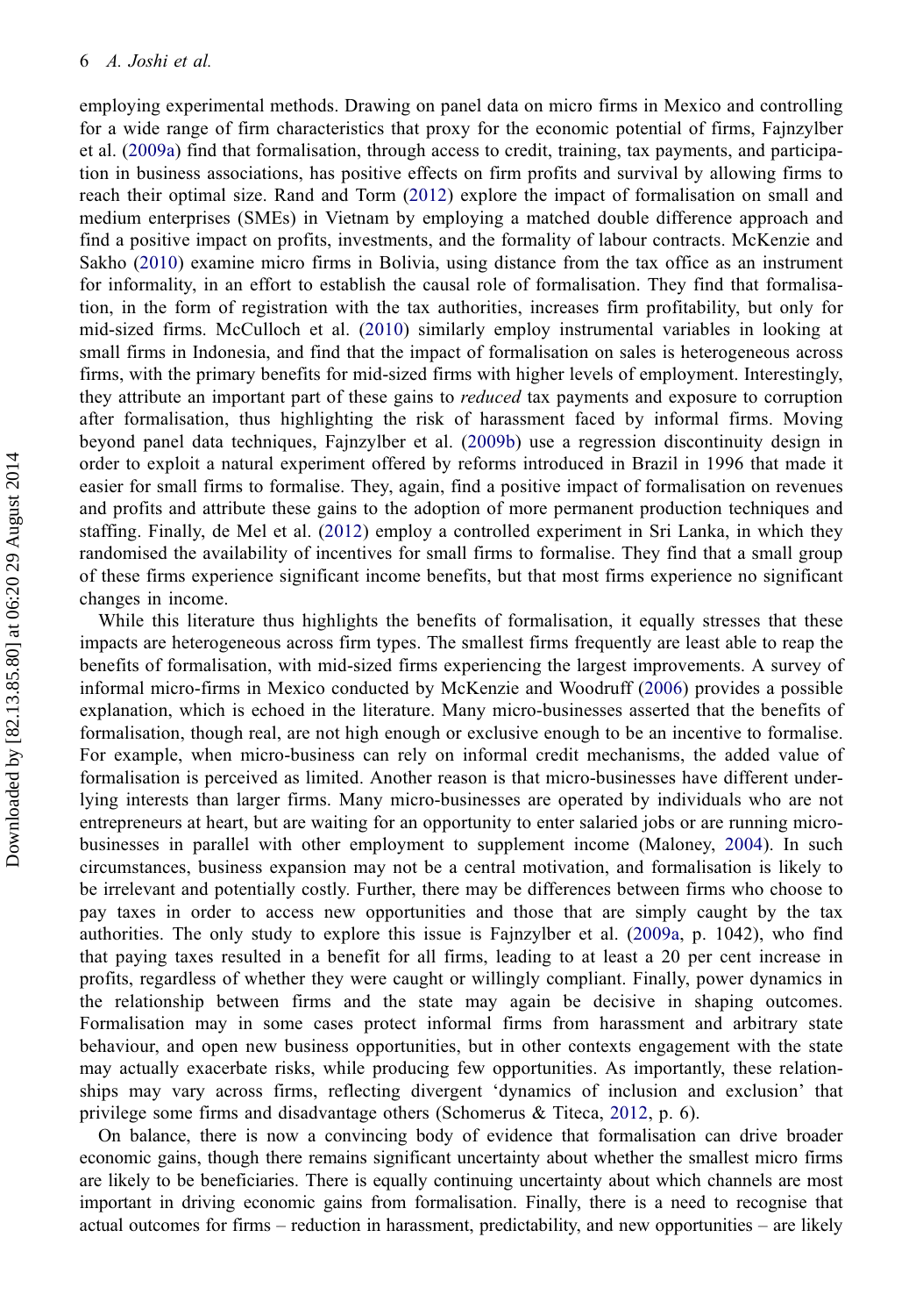employing experimental methods. Drawing on panel data on micro firms in Mexico and controlling for a wide range of firm characteristics that proxy for the economic potential of firms, Fajnzylber et al. (2009a) find that formalisation, through access to credit, training, tax payments, and participation in business associations, has positive effects on firm profits and survival by allowing firms to reach their optimal size. Rand and Torm (2012) explore the impact of formalisation on small and medium enterprises (SMEs) in Vietnam by employing a matched double difference approach and find a positive impact on profits, investments, and the formality of labour contracts. McKenzie and Sakho (2010) examine micro firms in Bolivia, using distance from the tax office as an instrument for informality, in an effort to establish the causal role of formalisation. They find that formalisation, in the form of registration with the tax authorities, increases firm profitability, but only for mid-sized firms. McCulloch et al. (2010) similarly employ instrumental variables in looking at small firms in Indonesia, and find that the impact of formalisation on sales is heterogeneous across firms, with the primary benefits for mid-sized firms with higher levels of employment. Interestingly, they attribute an important part of these gains to *reduced* tax payments and exposure to corruption after formalisation, thus highlighting the risk of harassment faced by informal firms. Moving beyond panel data techniques, Fajnzylber et al. (2009b) use a regression discontinuity design in order to exploit a natural experiment offered by reforms introduced in Brazil in 1996 that made it easier for small firms to formalise. They, again, find a positive impact of formalisation on revenues and profits and attribute these gains to the adoption of more permanent production techniques and staffing. Finally, de Mel et al. (2012) employ a controlled experiment in Sri Lanka, in which they randomised the availability of incentives for small firms to formalise. They find that a small group of these firms experience significant income benefits, but that most firms experience no significant changes in income.

While this literature thus highlights the benefits of formalisation, it equally stresses that these impacts are heterogeneous across firm types. The smallest firms frequently are least able to reap the benefits of formalisation, with mid-sized firms experiencing the largest improvements. A survey of informal micro-firms in Mexico conducted by McKenzie and Woodruff (2006) provides a possible explanation, which is echoed in the literature. Many micro-businesses asserted that the benefits of formalisation, though real, are not high enough or exclusive enough to be an incentive to formalise. For example, when micro-business can rely on informal credit mechanisms, the added value of formalisation is perceived as limited. Another reason is that micro-businesses have different underlying interests than larger firms. Many micro-businesses are operated by individuals who are not entrepreneurs at heart, but are waiting for an opportunity to enter salaried jobs or are running micro-businesses in parallel with other employment to supplement income (Maloney, 2004). In such circumstances, business expansion may not be a central motivation, and formalisation is likely to be irrelevant and potentially costly. Further, there may be differences between firms who choose to pay taxes in order to access new opportunities and those that are simply caught by the tax authorities. The only study to explore this issue is Fajnzylber et al. (2009a, p. 1042), who find that paying taxes resulted in a benefit for all firms, leading to at least a 20 per cent increase in profits, regardless of whether they were caught or willingly compliant. Finally, power dynamics in the relationship between firms and the state may again be decisive in shaping outcomes. Formalisation may in some cases protect informal firms from harassment and arbitrary state behaviour, and open new business opportunities, but in other contexts engagement with the state may actually exacerbate risks, while producing few opportunities. As importantly, these relationships may vary across firms, reflecting divergent 'dynamics of inclusion and exclusion' that privilege some firms and disadvantage others (Schomerus & Titeca, 2012, p. 6).

On balance, there is now a convincing body of evidence that formalisation can drive broader economic gains, though there remains significant uncertainty about whether the smallest micro firms are likely to be beneficiaries. There is equally continuing uncertainty about which channels are most important in driving economic gains from formalisation. Finally, there is a need to recognise that actual outcomes for firms – reduction in harassment, predictability, and new opportunities – are likely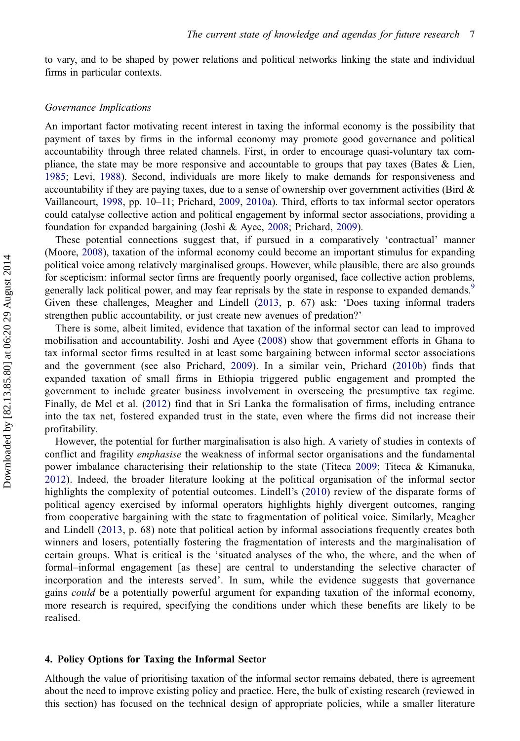to vary, and to be shaped by power relations and political networks linking the state and individual firms in particular contexts.

### *Governance Implications*

An important factor motivating recent interest in taxing the informal economy is the possibility that payment of taxes by firms in the informal economy may promote good governance and political accountability through three related channels. First, in order to encourage quasi-voluntary tax compliance, the state may be more responsive and accountable to groups that pay taxes (Bates & Lien, 1985; Levi, 1988). Second, individuals are more likely to make demands for responsiveness and accountability if they are paying taxes, due to a sense of ownership over government activities (Bird & Vaillancourt, 1998, pp. 10–11; Prichard, 2009, 2010a). Third, efforts to tax informal sector operators could catalyse collective action and political engagement by informal sector associations, providing a foundation for expanded bargaining (Joshi & Ayee, 2008; Prichard, 2009).

These potential connections suggest that, if pursued in a comparatively 'contractual' manner (Moore, 2008), taxation of the informal economy could become an important stimulus for expanding political voice among relatively marginalised groups. However, while plausible, there are also grounds for scepticism: informal sector firms are frequently poorly organised, face collective action problems, generally lack political power, and may fear reprisals by the state in response to expanded demands.[9] Given these challenges, Meagher and Lindell (2013, p. 67) ask: 'Does taxing informal traders strengthen public accountability, or just create new avenues of predation?'

There is some, albeit limited, evidence that taxation of the informal sector can lead to improved mobilisation and accountability. Joshi and Ayee (2008) show that government efforts in Ghana to tax informal sector firms resulted in at least some bargaining between informal sector associations and the government (see also Prichard, 2009). In a similar vein, Prichard (2010b) finds that expanded taxation of small firms in Ethiopia triggered public engagement and prompted the government to include greater business involvement in overseeing the presumptive tax regime. Finally, de Mel et al. (2012) find that in Sri Lanka the formalisation of firms, including entrance into the tax net, fostered expanded trust in the state, even where the firms did not increase their profitability.

However, the potential for further marginalisation is also high. A variety of studies in contexts of conflict and fragility *emphasise* the weakness of informal sector organisations and the fundamental power imbalance characterising their relationship to the state (Titeca 2009; Titeca & Kimanuka, 2012). Indeed, the broader literature looking at the political organisation of the informal sector highlights the complexity of potential outcomes. Lindell's (2010) review of the disparate forms of political agency exercised by informal operators highlights highly divergent outcomes, ranging from cooperative bargaining with the state to fragmentation of political voice. Similarly, Meagher and Lindell (2013, p. 68) note that political action by informal associations frequently creates both winners and losers, potentially fostering the fragmentation of interests and the marginalisation of certain groups. What is critical is the 'situated analyses of the who, the where, and the when of formal–informal engagement [as these] are central to understanding the selective character of incorporation and the interests served'. In sum, while the evidence suggests that governance gains *could* be a potentially powerful argument for expanding taxation of the informal economy, more research is required, specifying the conditions under which these benefits are likely to be realised.

## 4. Policy Options for Taxing the Informal Sector

Although the value of prioritising taxation of the informal sector remains debated, there is agreement about the need to improve existing policy and practice. Here, the bulk of existing research (reviewed in this section) has focused on the technical design of appropriate policies, while a smaller literature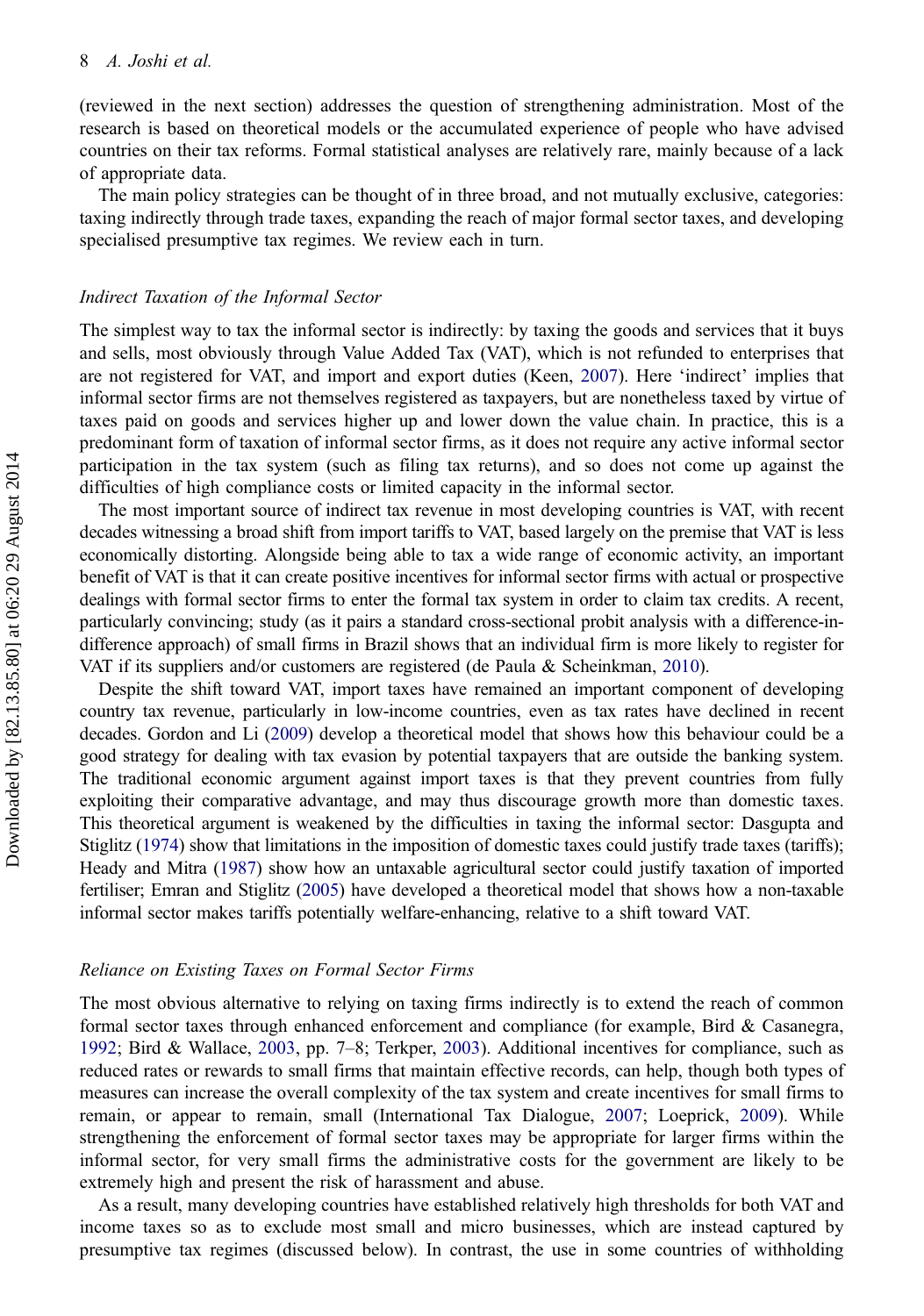(reviewed in the next section) addresses the question of strengthening administration. Most of the research is based on theoretical models or the accumulated experience of people who have advised countries on their tax reforms. Formal statistical analyses are relatively rare, mainly because of a lack of appropriate data.

The main policy strategies can be thought of in three broad, and not mutually exclusive, categories: taxing indirectly through trade taxes, expanding the reach of major formal sector taxes, and developing specialised presumptive tax regimes. We review each in turn.

### *Indirect Taxation of the Informal Sector*

The simplest way to tax the informal sector is indirectly: by taxing the goods and services that it buys and sells, most obviously through Value Added Tax (VAT), which is not refunded to enterprises that are not registered for VAT, and import and export duties (Keen, 2007). Here 'indirect' implies that informal sector firms are not themselves registered as taxpayers, but are nonetheless taxed by virtue of taxes paid on goods and services higher up and lower down the value chain. In practice, this is a predominant form of taxation of informal sector firms, as it does not require any active informal sector participation in the tax system (such as filing tax returns), and so does not come up against the difficulties of high compliance costs or limited capacity in the informal sector.

The most important source of indirect tax revenue in most developing countries is VAT, with recent decades witnessing a broad shift from import tariffs to VAT, based largely on the premise that VAT is less economically distorting. Alongside being able to tax a wide range of economic activity, an important benefit of VAT is that it can create positive incentives for informal sector firms with actual or prospective dealings with formal sector firms to enter the formal tax system in order to claim tax credits. A recent, particularly convincing; study (as it pairs a standard cross-sectional probit analysis with a difference-in-difference approach) of small firms in Brazil shows that an individual firm is more likely to register for VAT if its suppliers and/or customers are registered (de Paula & Scheinkman, 2010).

Despite the shift toward VAT, import taxes have remained an important component of developing country tax revenue, particularly in low-income countries, even as tax rates have declined in recent decades. Gordon and Li (2009) develop a theoretical model that shows how this behaviour could be a good strategy for dealing with tax evasion by potential taxpayers that are outside the banking system. The traditional economic argument against import taxes is that they prevent countries from fully exploiting their comparative advantage, and may thus discourage growth more than domestic taxes. This theoretical argument is weakened by the difficulties in taxing the informal sector: Dasgupta and Stiglitz (1974) show that limitations in the imposition of domestic taxes could justify trade taxes (tariffs); Heady and Mitra (1987) show how an untaxable agricultural sector could justify taxation of imported fertiliser; Emran and Stiglitz (2005) have developed a theoretical model that shows how a non-taxable informal sector makes tariffs potentially welfare-enhancing, relative to a shift toward VAT.

### *Reliance on Existing Taxes on Formal Sector Firms*

The most obvious alternative to relying on taxing firms indirectly is to extend the reach of common formal sector taxes through enhanced enforcement and compliance (for example, Bird & Casanegra, 1992; Bird & Wallace, 2003, pp. 7–8; Terkper, 2003). Additional incentives for compliance, such as reduced rates or rewards to small firms that maintain effective records, can help, though both types of measures can increase the overall complexity of the tax system and create incentives for small firms to remain, or appear to remain, small (International Tax Dialogue, 2007; Loeprick, 2009). While strengthening the enforcement of formal sector taxes may be appropriate for larger firms within the informal sector, for very small firms the administrative costs for the government are likely to be extremely high and present the risk of harassment and abuse.

As a result, many developing countries have established relatively high thresholds for both VAT and income taxes so as to exclude most small and micro businesses, which are instead captured by presumptive tax regimes (discussed below). In contrast, the use in some countries of withholding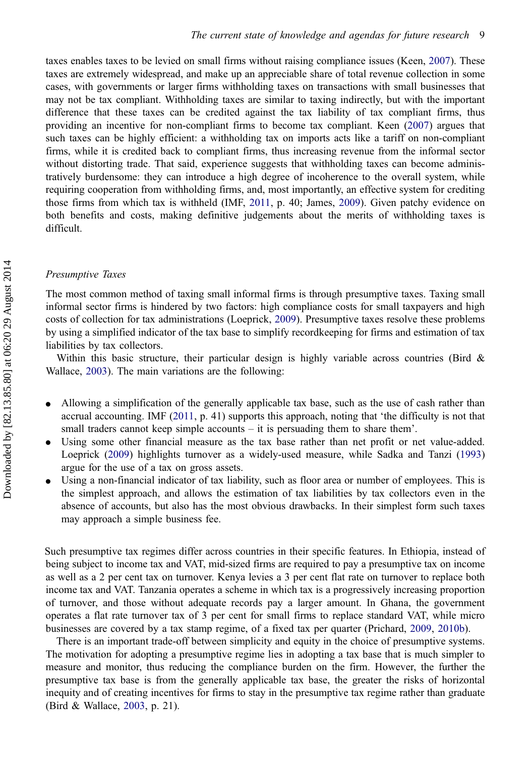taxes enables taxes to be levied on small firms without raising compliance issues (Keen, 2007). These taxes are extremely widespread, and make up an appreciable share of total revenue collection in some cases, with governments or larger firms withholding taxes on transactions with small businesses that may not be tax compliant. Withholding taxes are similar to taxing indirectly, but with the important difference that these taxes can be credited against the tax liability of tax compliant firms, thus providing an incentive for non-compliant firms to become tax compliant. Keen (2007) argues that such taxes can be highly efficient: a withholding tax on imports acts like a tariff on non-compliant firms, while it is credited back to compliant firms, thus increasing revenue from the informal sector without distorting trade. That said, experience suggests that withholding taxes can become administratively burdensome: they can introduce a high degree of incoherence to the overall system, while requiring cooperation from withholding firms, and, most importantly, an effective system for crediting those firms from which tax is withheld (IMF, 2011, p. 40; James, 2009). Given patchy evidence on both benefits and costs, making definitive judgements about the merits of withholding taxes is difficult.

### *Presumptive Taxes*

The most common method of taxing small informal firms is through presumptive taxes. Taxing small informal sector firms is hindered by two factors: high compliance costs for small taxpayers and high costs of collection for tax administrations (Loeprick, 2009). Presumptive taxes resolve these problems by using a simplified indicator of the tax base to simplify recordkeeping for firms and estimation of tax liabilities by tax collectors.

Within this basic structure, their particular design is highly variable across countries (Bird & Wallace, 2003). The main variations are the following:

- Allowing a simplification of the generally applicable tax base, such as the use of cash rather than accrual accounting. IMF (2011, p. 41) supports this approach, noting that 'the difficulty is not that small traders cannot keep simple accounts – it is persuading them to share them'.
- Using some other financial measure as the tax base rather than net profit or net value-added. Loeprick (2009) highlights turnover as a widely-used measure, while Sadka and Tanzi (1993) argue for the use of a tax on gross assets.
- Using a non-financial indicator of tax liability, such as floor area or number of employees. This is the simplest approach, and allows the estimation of tax liabilities by tax collectors even in the absence of accounts, but also has the most obvious drawbacks. In their simplest form such taxes may approach a simple business fee.

Such presumptive tax regimes differ across countries in their specific features. In Ethiopia, instead of being subject to income tax and VAT, mid-sized firms are required to pay a presumptive tax on income as well as a 2 per cent tax on turnover. Kenya levies a 3 per cent flat rate on turnover to replace both income tax and VAT. Tanzania operates a scheme in which tax is a progressively increasing proportion of turnover, and those without adequate records pay a larger amount. In Ghana, the government operates a flat rate turnover tax of 3 per cent for small firms to replace standard VAT, while micro businesses are covered by a tax stamp regime, of a fixed tax per quarter (Prichard, 2009, 2010b).

There is an important trade-off between simplicity and equity in the choice of presumptive systems. The motivation for adopting a presumptive regime lies in adopting a tax base that is much simpler to measure and monitor, thus reducing the compliance burden on the firm. However, the further the presumptive tax base is from the generally applicable tax base, the greater the risks of horizontal inequity and of creating incentives for firms to stay in the presumptive tax regime rather than graduate (Bird & Wallace, 2003, p. 21).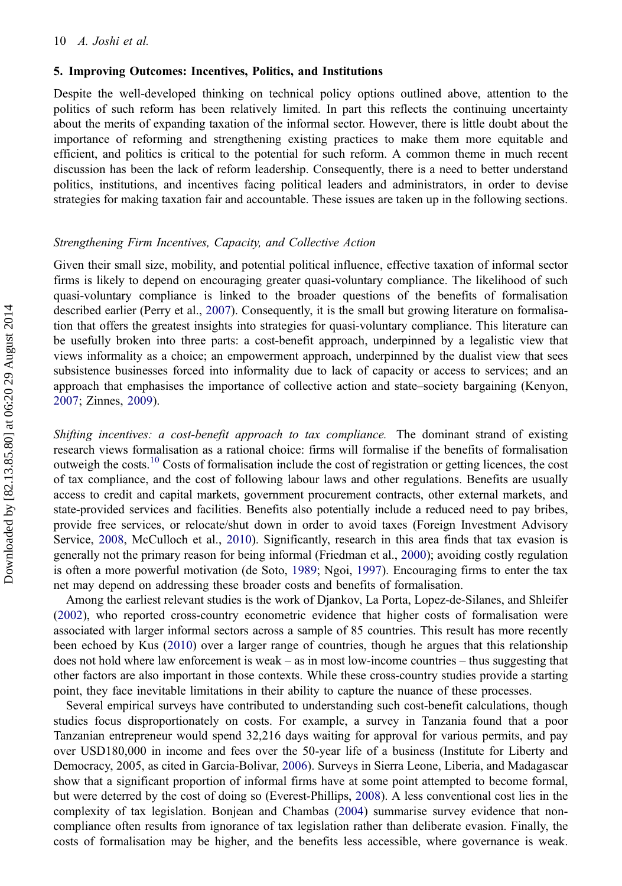## 5. Improving Outcomes: Incentives, Politics, and Institutions

Despite the well-developed thinking on technical policy options outlined above, attention to the politics of such reform has been relatively limited. In part this reflects the continuing uncertainty about the merits of expanding taxation of the informal sector. However, there is little doubt about the importance of reforming and strengthening existing practices to make them more equitable and efficient, and politics is critical to the potential for such reform. A common theme in much recent discussion has been the lack of reform leadership. Consequently, there is a need to better understand politics, institutions, and incentives facing political leaders and administrators, in order to devise strategies for making taxation fair and accountable. These issues are taken up in the following sections.

### *Strengthening Firm Incentives, Capacity, and Collective Action*

Given their small size, mobility, and potential political influence, effective taxation of informal sector firms is likely to depend on encouraging greater quasi-voluntary compliance. The likelihood of such quasi-voluntary compliance is linked to the broader questions of the benefits of formalisation described earlier (Perry et al., 2007). Consequently, it is the small but growing literature on formalisation that offers the greatest insights into strategies for quasi-voluntary compliance. This literature can be usefully broken into three parts: a cost-benefit approach, underpinned by a legalistic view that views informality as a choice; an empowerment approach, underpinned by the dualist view that sees subsistence businesses forced into informality due to lack of capacity or access to services; and an approach that emphasises the importance of collective action and state–society bargaining (Kenyon, 2007; Zinnes, 2009).

*Shifting incentives: a cost-benefit approach to tax compliance.* The dominant strand of existing research views formalisation as a rational choice: firms will formalise if the benefits of formalisation outweigh the costs.[10] Costs of formalisation include the cost of registration or getting licences, the cost of tax compliance, and the cost of following labour laws and other regulations. Benefits are usually access to credit and capital markets, government procurement contracts, other external markets, and state-provided services and facilities. Benefits also potentially include a reduced need to pay bribes, provide free services, or relocate/shut down in order to avoid taxes (Foreign Investment Advisory Service, 2008, McCulloch et al., 2010). Significantly, research in this area finds that tax evasion is generally not the primary reason for being informal (Friedman et al., 2000); avoiding costly regulation is often a more powerful motivation (de Soto, 1989; Ngoi, 1997). Encouraging firms to enter the tax net may depend on addressing these broader costs and benefits of formalisation.

Among the earliest relevant studies is the work of Djankov, La Porta, Lopez-de-Silanes, and Shleifer (2002), who reported cross-country econometric evidence that higher costs of formalisation were associated with larger informal sectors across a sample of 85 countries. This result has more recently been echoed by Kus (2010) over a larger range of countries, though he argues that this relationship does not hold where law enforcement is weak – as in most low-income countries – thus suggesting that other factors are also important in those contexts. While these cross-country studies provide a starting point, they face inevitable limitations in their ability to capture the nuance of these processes.

Several empirical surveys have contributed to understanding such cost-benefit calculations, though studies focus disproportionately on costs. For example, a survey in Tanzania found that a poor Tanzanian entrepreneur would spend 32,216 days waiting for approval for various permits, and pay over USD180,000 in income and fees over the 50-year life of a business (Institute for Liberty and Democracy, 2005, as cited in Garcia-Bolivar, 2006). Surveys in Sierra Leone, Liberia, and Madagascar show that a significant proportion of informal firms have at some point attempted to become formal, but were deterred by the cost of doing so (Everest-Phillips, 2008). A less conventional cost lies in the complexity of tax legislation. Bonjean and Chambas (2004) summarise survey evidence that non-compliance often results from ignorance of tax legislation rather than deliberate evasion. Finally, the costs of formalisation may be higher, and the benefits less accessible, where governance is weak.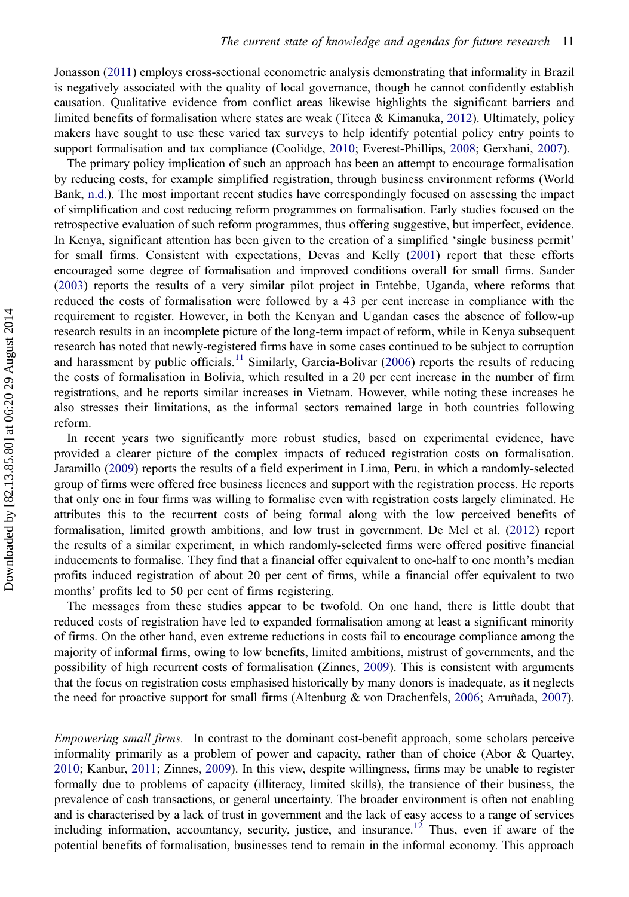Jonasson (2011) employs cross-sectional econometric analysis demonstrating that informality in Brazil is negatively associated with the quality of local governance, though he cannot confidently establish causation. Qualitative evidence from conflict areas likewise highlights the significant barriers and limited benefits of formalisation where states are weak (Titeca & Kimanuka, 2012). Ultimately, policy makers have sought to use these varied tax surveys to help identify potential policy entry points to support formalisation and tax compliance (Coolidge, 2010; Everest-Phillips, 2008; Gerxhani, 2007).

The primary policy implication of such an approach has been an attempt to encourage formalisation by reducing costs, for example simplified registration, through business environment reforms (World Bank, n.d.). The most important recent studies have correspondingly focused on assessing the impact of simplification and cost reducing reform programmes on formalisation. Early studies focused on the retrospective evaluation of such reform programmes, thus offering suggestive, but imperfect, evidence. In Kenya, significant attention has been given to the creation of a simplified 'single business permit' for small firms. Consistent with expectations, Devas and Kelly (2001) report that these efforts encouraged some degree of formalisation and improved conditions overall for small firms. Sander (2003) reports the results of a very similar pilot project in Entebbe, Uganda, where reforms that reduced the costs of formalisation were followed by a 43 per cent increase in compliance with the requirement to register. However, in both the Kenyan and Ugandan cases the absence of follow-up research results in an incomplete picture of the long-term impact of reform, while in Kenya subsequent research has noted that newly-registered firms have in some cases continued to be subject to corruption and harassment by public officials.[11] Similarly, Garcia-Bolivar (2006) reports the results of reducing the costs of formalisation in Bolivia, which resulted in a 20 per cent increase in the number of firm registrations, and he reports similar increases in Vietnam. However, while noting these increases he also stresses their limitations, as the informal sectors remained large in both countries following reform.

In recent years two significantly more robust studies, based on experimental evidence, have provided a clearer picture of the complex impacts of reduced registration costs on formalisation. Jaramillo (2009) reports the results of a field experiment in Lima, Peru, in which a randomly-selected group of firms were offered free business licences and support with the registration process. He reports that only one in four firms was willing to formalise even with registration costs largely eliminated. He attributes this to the recurrent costs of being formal along with the low perceived benefits of formalisation, limited growth ambitions, and low trust in government. De Mel et al. (2012) report the results of a similar experiment, in which randomly-selected firms were offered positive financial inducements to formalise. They find that a financial offer equivalent to one-half to one month's median profits induced registration of about 20 per cent of firms, while a financial offer equivalent to two months' profits led to 50 per cent of firms registering.

The messages from these studies appear to be twofold. On one hand, there is little doubt that reduced costs of registration have led to expanded formalisation among at least a significant minority of firms. On the other hand, even extreme reductions in costs fail to encourage compliance among the majority of informal firms, owing to low benefits, limited ambitions, mistrust of governments, and the possibility of high recurrent costs of formalisation (Zinnes, 2009). This is consistent with arguments that the focus on registration costs emphasised historically by many donors is inadequate, as it neglects the need for proactive support for small firms (Altenburg & von Drachenfels, 2006; Arruñada, 2007).

*Empowering small firms.* In contrast to the dominant cost-benefit approach, some scholars perceive informality primarily as a problem of power and capacity, rather than of choice (Abor & Quartey, 2010; Kanbur, 2011; Zinnes, 2009). In this view, despite willingness, firms may be unable to register formally due to problems of capacity (illiteracy, limited skills), the transience of their business, the prevalence of cash transactions, or general uncertainty. The broader environment is often not enabling and is characterised by a lack of trust in government and the lack of easy access to a range of services including information, accountancy, security, justice, and insurance.[12] Thus, even if aware of the potential benefits of formalisation, businesses tend to remain in the informal economy. This approach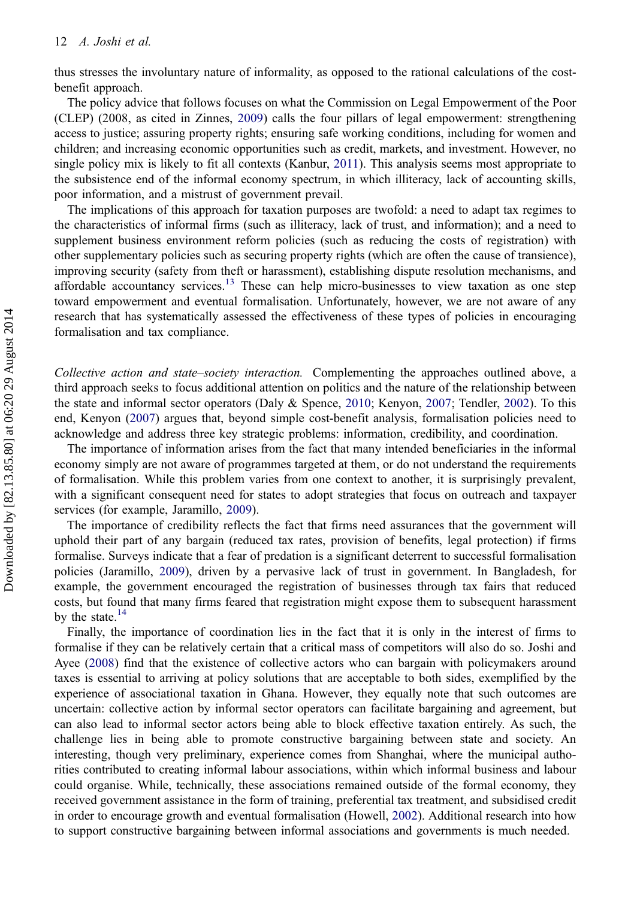thus stresses the involuntary nature of informality, as opposed to the rational calculations of the cost-benefit approach.

The policy advice that follows focuses on what the Commission on Legal Empowerment of the Poor (CLEP) (2008, as cited in Zinnes, 2009) calls the four pillars of legal empowerment: strengthening access to justice; assuring property rights; ensuring safe working conditions, including for women and children; and increasing economic opportunities such as credit, markets, and investment. However, no single policy mix is likely to fit all contexts (Kanbur, 2011). This analysis seems most appropriate to the subsistence end of the informal economy spectrum, in which illiteracy, lack of accounting skills, poor information, and a mistrust of government prevail.

The implications of this approach for taxation purposes are twofold: a need to adapt tax regimes to the characteristics of informal firms (such as illiteracy, lack of trust, and information); and a need to supplement business environment reform policies (such as reducing the costs of registration) with other supplementary policies such as securing property rights (which are often the cause of transience), improving security (safety from theft or harassment), establishing dispute resolution mechanisms, and affordable accountancy services.[13] These can help micro-businesses to view taxation as one step toward empowerment and eventual formalisation. Unfortunately, however, we are not aware of any research that has systematically assessed the effectiveness of these types of policies in encouraging formalisation and tax compliance.

*Collective action and state–society interaction.* Complementing the approaches outlined above, a third approach seeks to focus additional attention on politics and the nature of the relationship between the state and informal sector operators (Daly & Spence, 2010; Kenyon, 2007; Tendler, 2002). To this end, Kenyon (2007) argues that, beyond simple cost-benefit analysis, formalisation policies need to acknowledge and address three key strategic problems: information, credibility, and coordination.

The importance of information arises from the fact that many intended beneficiaries in the informal economy simply are not aware of programmes targeted at them, or do not understand the requirements of formalisation. While this problem varies from one context to another, it is surprisingly prevalent, with a significant consequent need for states to adopt strategies that focus on outreach and taxpayer services (for example, Jaramillo, 2009).

The importance of credibility reflects the fact that firms need assurances that the government will uphold their part of any bargain (reduced tax rates, provision of benefits, legal protection) if firms formalise. Surveys indicate that a fear of predation is a significant deterrent to successful formalisation policies (Jaramillo, 2009), driven by a pervasive lack of trust in government. In Bangladesh, for example, the government encouraged the registration of businesses through tax fairs that reduced costs, but found that many firms feared that registration might expose them to subsequent harassment by the state.[14]

Finally, the importance of coordination lies in the fact that it is only in the interest of firms to formalise if they can be relatively certain that a critical mass of competitors will also do so. Joshi and Ayee (2008) find that the existence of collective actors who can bargain with policymakers around taxes is essential to arriving at policy solutions that are acceptable to both sides, exemplified by the experience of associational taxation in Ghana. However, they equally note that such outcomes are uncertain: collective action by informal sector operators can facilitate bargaining and agreement, but can also lead to informal sector actors being able to block effective taxation entirely. As such, the challenge lies in being able to promote constructive bargaining between state and society. An interesting, though very preliminary, experience comes from Shanghai, where the municipal authorities contributed to creating informal labour associations, within which informal business and labour could organise. While, technically, these associations remained outside of the formal economy, they received government assistance in the form of training, preferential tax treatment, and subsidised credit in order to encourage growth and eventual formalisation (Howell, 2002). Additional research into how to support constructive bargaining between informal associations and governments is much needed.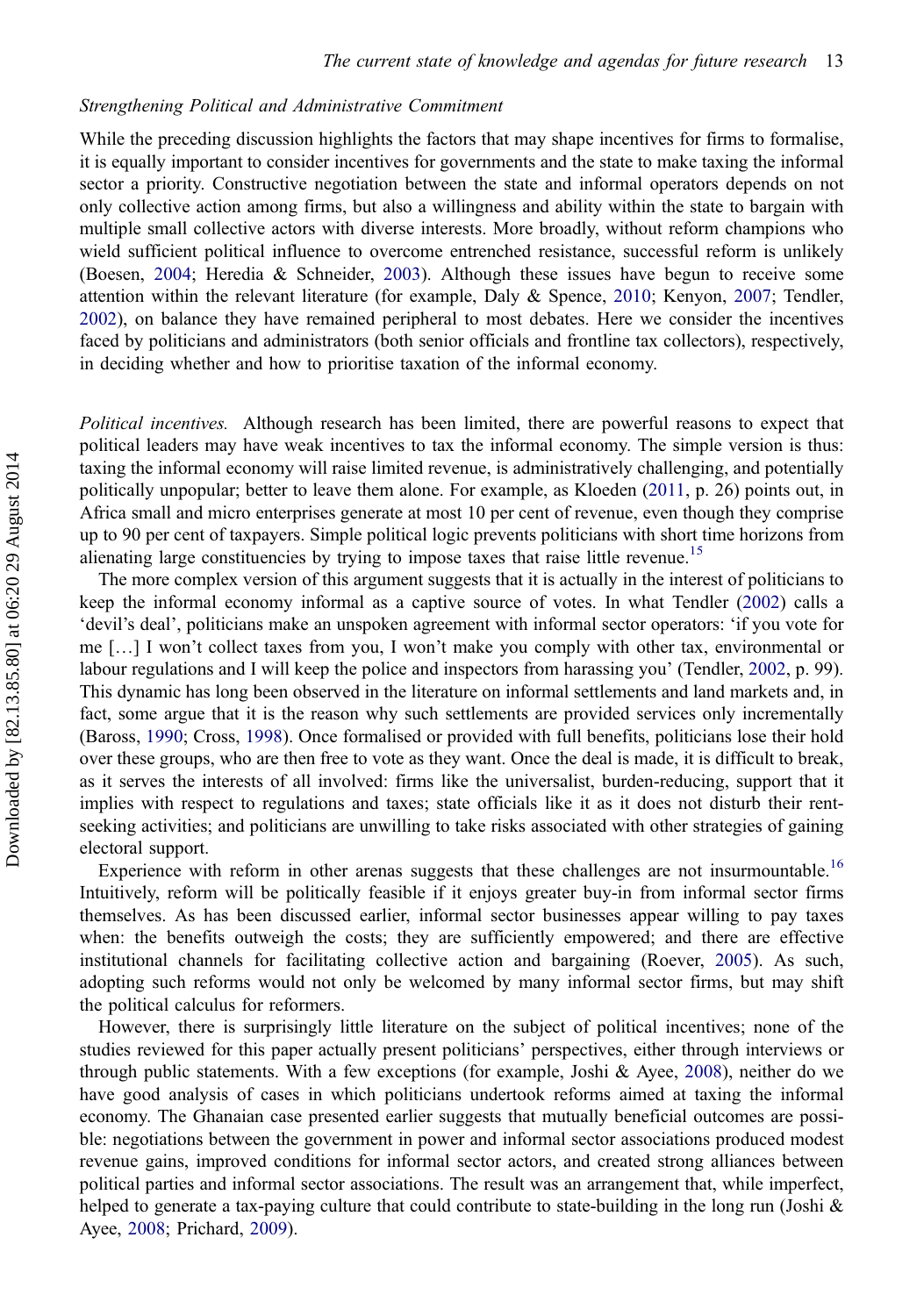*Strengthening Political and Administrative Commitment*

While the preceding discussion highlights the factors that may shape incentives for firms to formalise, it is equally important to consider incentives for governments and the state to make taxing the informal sector a priority. Constructive negotiation between the state and informal operators depends on not only collective action among firms, but also a willingness and ability within the state to bargain with multiple small collective actors with diverse interests. More broadly, without reform champions who wield sufficient political influence to overcome entrenched resistance, successful reform is unlikely (Boesen, 2004; Heredia & Schneider, 2003). Although these issues have begun to receive some attention within the relevant literature (for example, Daly & Spence, 2010; Kenyon, 2007; Tendler, 2002), on balance they have remained peripheral to most debates. Here we consider the incentives faced by politicians and administrators (both senior officials and frontline tax collectors), respectively, in deciding whether and how to prioritise taxation of the informal economy.

*Political incentives.* Although research has been limited, there are powerful reasons to expect that political leaders may have weak incentives to tax the informal economy. The simple version is thus: taxing the informal economy will raise limited revenue, is administratively challenging, and potentially politically unpopular; better to leave them alone. For example, as Kloeden (2011, p. 26) points out, in Africa small and micro enterprises generate at most 10 per cent of revenue, even though they comprise up to 90 per cent of taxpayers. Simple political logic prevents politicians with short time horizons from alienating large constituencies by trying to impose taxes that raise little revenue.[15]

The more complex version of this argument suggests that it is actually in the interest of politicians to keep the informal economy informal as a captive source of votes. In what Tendler (2002) calls a 'devil's deal', politicians make an unspoken agreement with informal sector operators: 'if you vote for me […] I won't collect taxes from you, I won't make you comply with other tax, environmental or labour regulations and I will keep the police and inspectors from harassing you' (Tendler, 2002, p. 99). This dynamic has long been observed in the literature on informal settlements and land markets and, in fact, some argue that it is the reason why such settlements are provided services only incrementally (Baross, 1990; Cross, 1998). Once formalised or provided with full benefits, politicians lose their hold over these groups, who are then free to vote as they want. Once the deal is made, it is difficult to break, as it serves the interests of all involved: firms like the universalist, burden-reducing, support that it implies with respect to regulations and taxes; state officials like it as it does not disturb their rent-seeking activities; and politicians are unwilling to take risks associated with other strategies of gaining electoral support.

Experience with reform in other arenas suggests that these challenges are not insurmountable.[16] Intuitively, reform will be politically feasible if it enjoys greater buy-in from informal sector firms themselves. As has been discussed earlier, informal sector businesses appear willing to pay taxes when: the benefits outweigh the costs; they are sufficiently empowered; and there are effective institutional channels for facilitating collective action and bargaining (Roever, 2005). As such, adopting such reforms would not only be welcomed by many informal sector firms, but may shift the political calculus for reformers.

However, there is surprisingly little literature on the subject of political incentives; none of the studies reviewed for this paper actually present politicians' perspectives, either through interviews or through public statements. With a few exceptions (for example, Joshi & Ayee, 2008), neither do we have good analysis of cases in which politicians undertook reforms aimed at taxing the informal economy. The Ghanaian case presented earlier suggests that mutually beneficial outcomes are possible: negotiations between the government in power and informal sector associations produced modest revenue gains, improved conditions for informal sector actors, and created strong alliances between political parties and informal sector associations. The result was an arrangement that, while imperfect, helped to generate a tax-paying culture that could contribute to state-building in the long run (Joshi & Ayee, 2008; Prichard, 2009).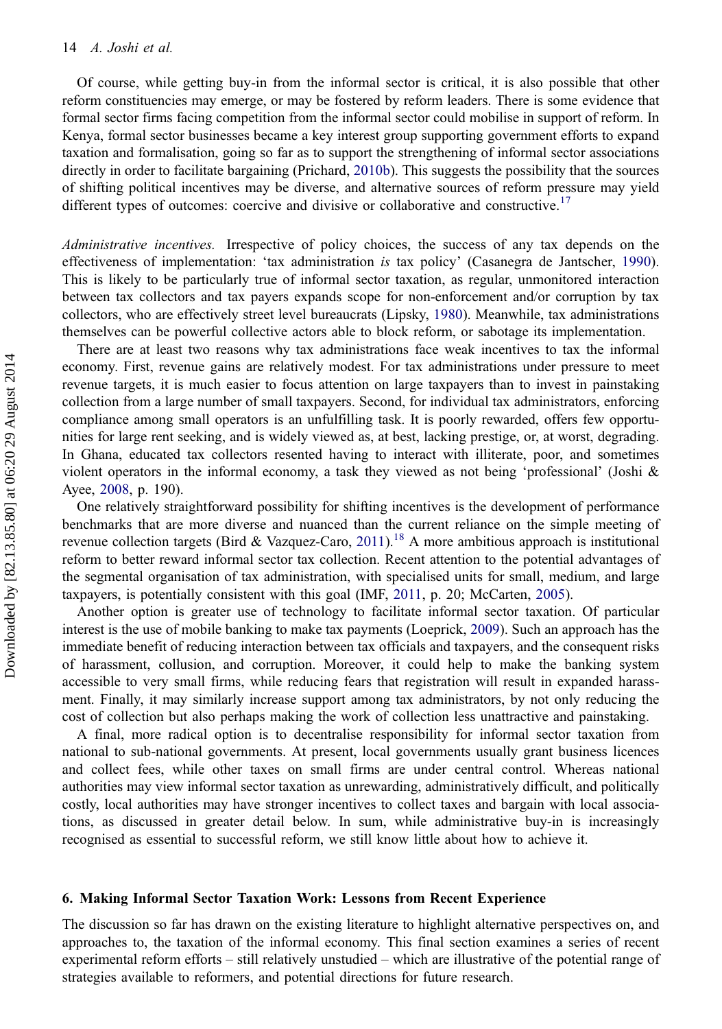Of course, while getting buy-in from the informal sector is critical, it is also possible that other reform constituencies may emerge, or may be fostered by reform leaders. There is some evidence that formal sector firms facing competition from the informal sector could mobilise in support of reform. In Kenya, formal sector businesses became a key interest group supporting government efforts to expand taxation and formalisation, going so far as to support the strengthening of informal sector associations directly in order to facilitate bargaining (Prichard, 2010b). This suggests the possibility that the sources of shifting political incentives may be diverse, and alternative sources of reform pressure may yield different types of outcomes: coercive and divisive or collaborative and constructive.[17]

*Administrative incentives.* Irrespective of policy choices, the success of any tax depends on the effectiveness of implementation: 'tax administration *is* tax policy' (Casanegra de Jantscher, 1990). This is likely to be particularly true of informal sector taxation, as regular, unmonitored interaction between tax collectors and tax payers expands scope for non-enforcement and/or corruption by tax collectors, who are effectively street level bureaucrats (Lipsky, 1980). Meanwhile, tax administrations themselves can be powerful collective actors able to block reform, or sabotage its implementation.

There are at least two reasons why tax administrations face weak incentives to tax the informal economy. First, revenue gains are relatively modest. For tax administrations under pressure to meet revenue targets, it is much easier to focus attention on large taxpayers than to invest in painstaking collection from a large number of small taxpayers. Second, for individual tax administrators, enforcing compliance among small operators is an unfulfilling task. It is poorly rewarded, offers few opportunities for large rent seeking, and is widely viewed as, at best, lacking prestige, or, at worst, degrading. In Ghana, educated tax collectors resented having to interact with illiterate, poor, and sometimes violent operators in the informal economy, a task they viewed as not being 'professional' (Joshi & Ayee, 2008, p. 190).

One relatively straightforward possibility for shifting incentives is the development of performance benchmarks that are more diverse and nuanced than the current reliance on the simple meeting of revenue collection targets (Bird & Vazquez-Caro, 2011).[18] A more ambitious approach is institutional reform to better reward informal sector tax collection. Recent attention to the potential advantages of the segmental organisation of tax administration, with specialised units for small, medium, and large taxpayers, is potentially consistent with this goal (IMF, 2011, p. 20; McCarten, 2005).

Another option is greater use of technology to facilitate informal sector taxation. Of particular interest is the use of mobile banking to make tax payments (Loeprick, 2009). Such an approach has the immediate benefit of reducing interaction between tax officials and taxpayers, and the consequent risks of harassment, collusion, and corruption. Moreover, it could help to make the banking system accessible to very small firms, while reducing fears that registration will result in expanded harassment. Finally, it may similarly increase support among tax administrators, by not only reducing the cost of collection but also perhaps making the work of collection less unattractive and painstaking.

A final, more radical option is to decentralise responsibility for informal sector taxation from national to sub-national governments. At present, local governments usually grant business licences and collect fees, while other taxes on small firms are under central control. Whereas national authorities may view informal sector taxation as unrewarding, administratively difficult, and politically costly, local authorities may have stronger incentives to collect taxes and bargain with local associations, as discussed in greater detail below. In sum, while administrative buy-in is increasingly recognised as essential to successful reform, we still know little about how to achieve it.

## 6. Making Informal Sector Taxation Work: Lessons from Recent Experience

The discussion so far has drawn on the existing literature to highlight alternative perspectives on, and approaches to, the taxation of the informal economy. This final section examines a series of recent experimental reform efforts – still relatively unstudied – which are illustrative of the potential range of strategies available to reformers, and potential directions for future research.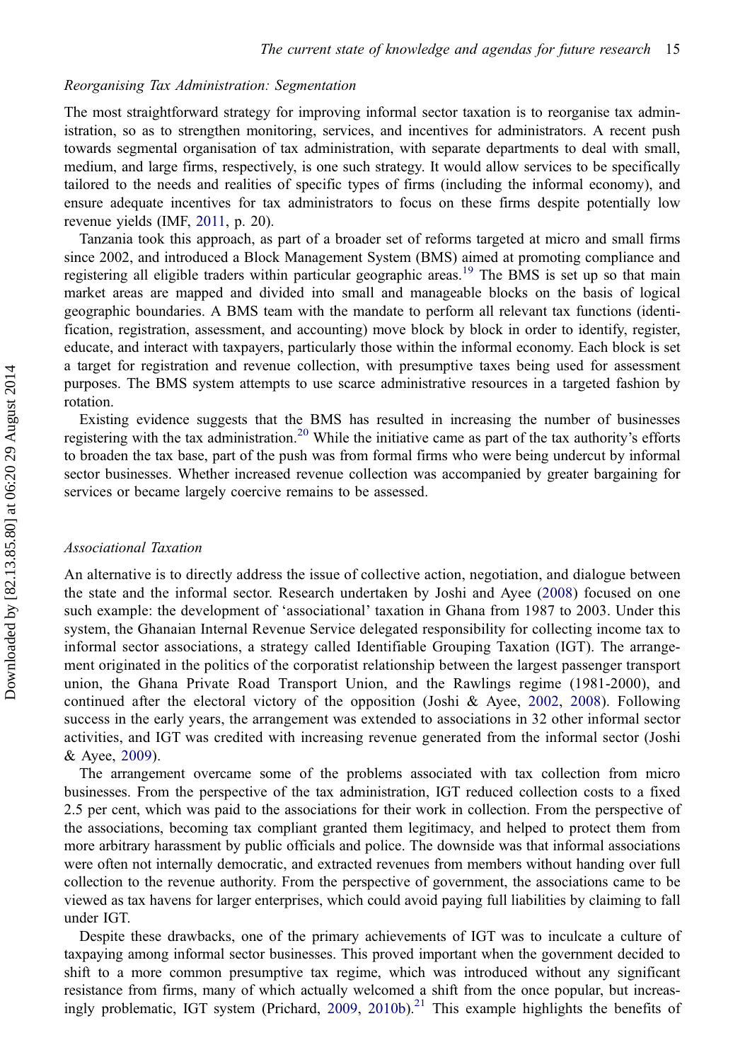*Reorganising Tax Administration: Segmentation*

The most straightforward strategy for improving informal sector taxation is to reorganise tax administration, so as to strengthen monitoring, services, and incentives for administrators. A recent push towards segmental organisation of tax administration, with separate departments to deal with small, medium, and large firms, respectively, is one such strategy. It would allow services to be specifically tailored to the needs and realities of specific types of firms (including the informal economy), and ensure adequate incentives for tax administrators to focus on these firms despite potentially low revenue yields (IMF, 2011, p. 20).

Tanzania took this approach, as part of a broader set of reforms targeted at micro and small firms since 2002, and introduced a Block Management System (BMS) aimed at promoting compliance and registering all eligible traders within particular geographic areas.[19] The BMS is set up so that main market areas are mapped and divided into small and manageable blocks on the basis of logical geographic boundaries. A BMS team with the mandate to perform all relevant tax functions (identification, registration, assessment, and accounting) move block by block in order to identify, register, educate, and interact with taxpayers, particularly those within the informal economy. Each block is set a target for registration and revenue collection, with presumptive taxes being used for assessment purposes. The BMS system attempts to use scarce administrative resources in a targeted fashion by rotation.

Existing evidence suggests that the BMS has resulted in increasing the number of businesses registering with the tax administration.[20] While the initiative came as part of the tax authority's efforts to broaden the tax base, part of the push was from formal firms who were being undercut by informal sector businesses. Whether increased revenue collection was accompanied by greater bargaining for services or became largely coercive remains to be assessed.

*Associational Taxation*

An alternative is to directly address the issue of collective action, negotiation, and dialogue between the state and the informal sector. Research undertaken by Joshi and Ayee (2008) focused on one such example: the development of 'associational' taxation in Ghana from 1987 to 2003. Under this system, the Ghanaian Internal Revenue Service delegated responsibility for collecting income tax to informal sector associations, a strategy called Identifiable Grouping Taxation (IGT). The arrangement originated in the politics of the corporatist relationship between the largest passenger transport union, the Ghana Private Road Transport Union, and the Rawlings regime (1981-2000), and continued after the electoral victory of the opposition (Joshi & Ayee, 2002, 2008). Following success in the early years, the arrangement was extended to associations in 32 other informal sector activities, and IGT was credited with increasing revenue generated from the informal sector (Joshi & Ayee, 2009).

The arrangement overcame some of the problems associated with tax collection from micro businesses. From the perspective of the tax administration, IGT reduced collection costs to a fixed 2.5 per cent, which was paid to the associations for their work in collection. From the perspective of the associations, becoming tax compliant granted them legitimacy, and helped to protect them from more arbitrary harassment by public officials and police. The downside was that informal associations were often not internally democratic, and extracted revenues from members without handing over full collection to the revenue authority. From the perspective of government, the associations came to be viewed as tax havens for larger enterprises, which could avoid paying full liabilities by claiming to fall under IGT.

Despite these drawbacks, one of the primary achievements of IGT was to inculcate a culture of taxpaying among informal sector businesses. This proved important when the government decided to shift to a more common presumptive tax regime, which was introduced without any significant resistance from firms, many of which actually welcomed a shift from the once popular, but increasingly problematic, IGT system (Prichard, 2009, 2010b).[21] This example highlights the benefits of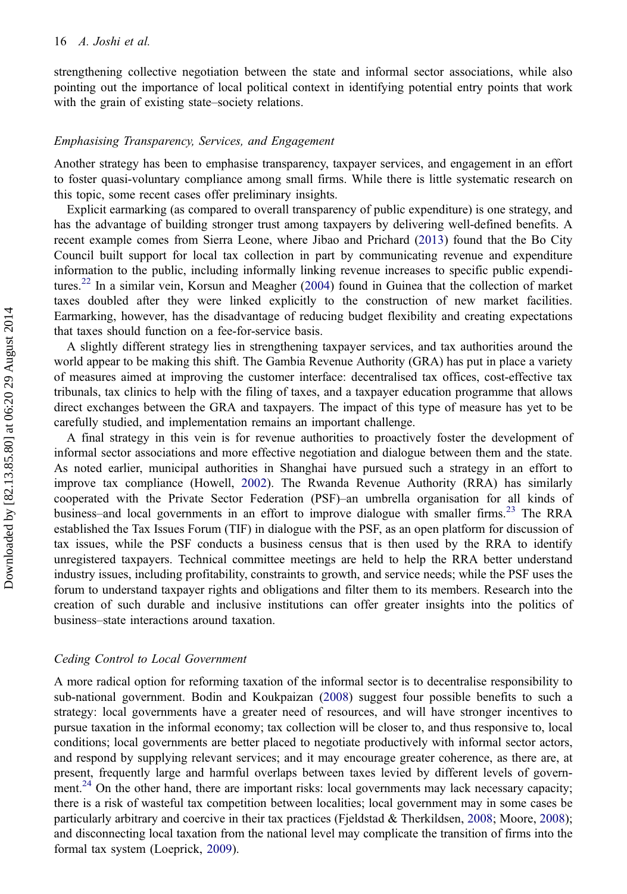strengthening collective negotiation between the state and informal sector associations, while also pointing out the importance of local political context in identifying potential entry points that work with the grain of existing state–society relations.

### *Emphasising Transparency, Services, and Engagement*

Another strategy has been to emphasise transparency, taxpayer services, and engagement in an effort to foster quasi-voluntary compliance among small firms. While there is little systematic research on this topic, some recent cases offer preliminary insights.

Explicit earmarking (as compared to overall transparency of public expenditure) is one strategy, and has the advantage of building stronger trust among taxpayers by delivering well-defined benefits. A recent example comes from Sierra Leone, where Jibao and Prichard (2013) found that the Bo City Council built support for local tax collection in part by communicating revenue and expenditure information to the public, including informally linking revenue increases to specific public expenditures.[22] In a similar vein, Korsun and Meagher (2004) found in Guinea that the collection of market taxes doubled after they were linked explicitly to the construction of new market facilities. Earmarking, however, has the disadvantage of reducing budget flexibility and creating expectations that taxes should function on a fee-for-service basis.

A slightly different strategy lies in strengthening taxpayer services, and tax authorities around the world appear to be making this shift. The Gambia Revenue Authority (GRA) has put in place a variety of measures aimed at improving the customer interface: decentralised tax offices, cost-effective tax tribunals, tax clinics to help with the filing of taxes, and a taxpayer education programme that allows direct exchanges between the GRA and taxpayers. The impact of this type of measure has yet to be carefully studied, and implementation remains an important challenge.

A final strategy in this vein is for revenue authorities to proactively foster the development of informal sector associations and more effective negotiation and dialogue between them and the state. As noted earlier, municipal authorities in Shanghai have pursued such a strategy in an effort to improve tax compliance (Howell, 2002). The Rwanda Revenue Authority (RRA) has similarly cooperated with the Private Sector Federation (PSF)–an umbrella organisation for all kinds of business–and local governments in an effort to improve dialogue with smaller firms.[23] The RRA established the Tax Issues Forum (TIF) in dialogue with the PSF, as an open platform for discussion of tax issues, while the PSF conducts a business census that is then used by the RRA to identify unregistered taxpayers. Technical committee meetings are held to help the RRA better understand industry issues, including profitability, constraints to growth, and service needs; while the PSF uses the forum to understand taxpayer rights and obligations and filter them to its members. Research into the creation of such durable and inclusive institutions can offer greater insights into the politics of business–state interactions around taxation.

### *Ceding Control to Local Government*

A more radical option for reforming taxation of the informal sector is to decentralise responsibility to sub-national government. Bodin and Koukpaizan (2008) suggest four possible benefits to such a strategy: local governments have a greater need of resources, and will have stronger incentives to pursue taxation in the informal economy; tax collection will be closer to, and thus responsive to, local conditions; local governments are better placed to negotiate productively with informal sector actors, and respond by supplying relevant services; and it may encourage greater coherence, as there are, at present, frequently large and harmful overlaps between taxes levied by different levels of government.[24] On the other hand, there are important risks: local governments may lack necessary capacity; there is a risk of wasteful tax competition between localities; local government may in some cases be particularly arbitrary and coercive in their tax practices (Fjeldstad & Therkildsen, 2008; Moore, 2008); and disconnecting local taxation from the national level may complicate the transition of firms into the formal tax system (Loeprick, 2009).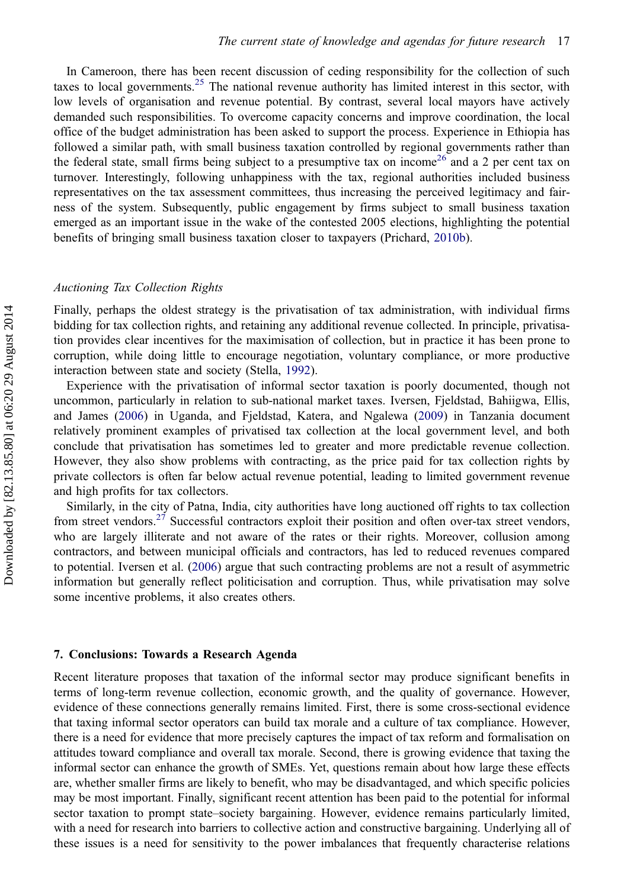In Cameroon, there has been recent discussion of ceding responsibility for the collection of such taxes to local governments.[25] The national revenue authority has limited interest in this sector, with low levels of organisation and revenue potential. By contrast, several local mayors have actively demanded such responsibilities. To overcome capacity concerns and improve coordination, the local office of the budget administration has been asked to support the process. Experience in Ethiopia has followed a similar path, with small business taxation controlled by regional governments rather than the federal state, small firms being subject to a presumptive tax on income[26] and a 2 per cent tax on turnover. Interestingly, following unhappiness with the tax, regional authorities included business representatives on the tax assessment committees, thus increasing the perceived legitimacy and fairness of the system. Subsequently, public engagement by firms subject to small business taxation emerged as an important issue in the wake of the contested 2005 elections, highlighting the potential benefits of bringing small business taxation closer to taxpayers (Prichard, 2010b).

### *Auctioning Tax Collection Rights*

Finally, perhaps the oldest strategy is the privatisation of tax administration, with individual firms bidding for tax collection rights, and retaining any additional revenue collected. In principle, privatisation provides clear incentives for the maximisation of collection, but in practice it has been prone to corruption, while doing little to encourage negotiation, voluntary compliance, or more productive interaction between state and society (Stella, 1992).

Experience with the privatisation of informal sector taxation is poorly documented, though not uncommon, particularly in relation to sub-national market taxes. Iversen, Fjeldstad, Bahiigwa, Ellis, and James (2006) in Uganda, and Fjeldstad, Katera, and Ngalewa (2009) in Tanzania document relatively prominent examples of privatised tax collection at the local government level, and both conclude that privatisation has sometimes led to greater and more predictable revenue collection. However, they also show problems with contracting, as the price paid for tax collection rights by private collectors is often far below actual revenue potential, leading to limited government revenue and high profits for tax collectors.

Similarly, in the city of Patna, India, city authorities have long auctioned off rights to tax collection from street vendors.[27] Successful contractors exploit their position and often over-tax street vendors, who are largely illiterate and not aware of the rates or their rights. Moreover, collusion among contractors, and between municipal officials and contractors, has led to reduced revenues compared to potential. Iversen et al. (2006) argue that such contracting problems are not a result of asymmetric information but generally reflect politicisation and corruption. Thus, while privatisation may solve some incentive problems, it also creates others.

## 7. Conclusions: Towards a Research Agenda

Recent literature proposes that taxation of the informal sector may produce significant benefits in terms of long-term revenue collection, economic growth, and the quality of governance. However, evidence of these connections generally remains limited. First, there is some cross-sectional evidence that taxing informal sector operators can build tax morale and a culture of tax compliance. However, there is a need for evidence that more precisely captures the impact of tax reform and formalisation on attitudes toward compliance and overall tax morale. Second, there is growing evidence that taxing the informal sector can enhance the growth of SMEs. Yet, questions remain about how large these effects are, whether smaller firms are likely to benefit, who may be disadvantaged, and which specific policies may be most important. Finally, significant recent attention has been paid to the potential for informal sector taxation to prompt state–society bargaining. However, evidence remains particularly limited, with a need for research into barriers to collective action and constructive bargaining. Underlying all of these issues is a need for sensitivity to the power imbalances that frequently characterise relations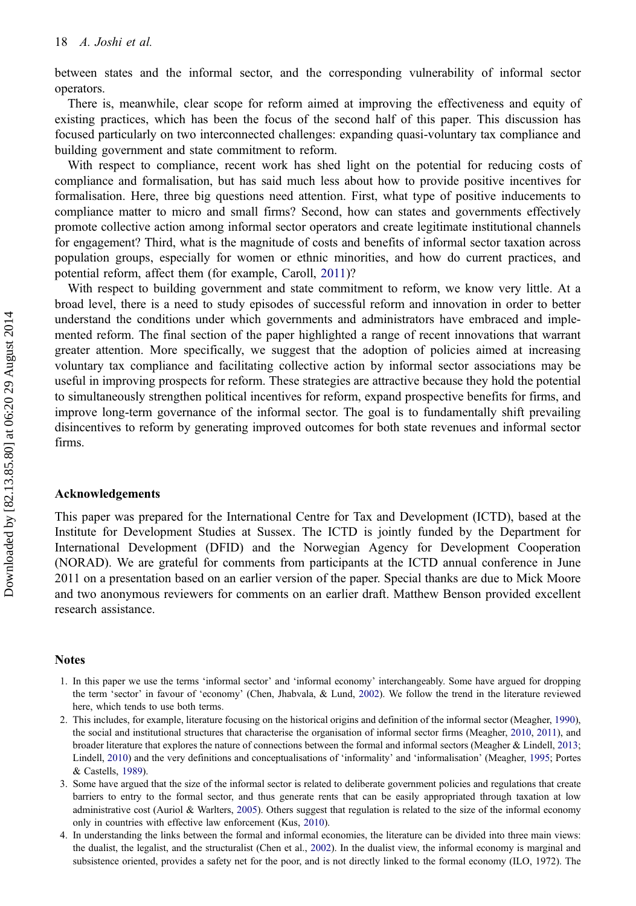between states and the informal sector, and the corresponding vulnerability of informal sector operators.

There is, meanwhile, clear scope for reform aimed at improving the effectiveness and equity of existing practices, which has been the focus of the second half of this paper. This discussion has focused particularly on two interconnected challenges: expanding quasi-voluntary tax compliance and building government and state commitment to reform.

With respect to compliance, recent work has shed light on the potential for reducing costs of compliance and formalisation, but has said much less about how to provide positive incentives for formalisation. Here, three big questions need attention. First, what type of positive inducements to compliance matter to micro and small firms? Second, how can states and governments effectively promote collective action among informal sector operators and create legitimate institutional channels for engagement? Third, what is the magnitude of costs and benefits of informal sector taxation across population groups, especially for women or ethnic minorities, and how do current practices, and potential reform, affect them (for example, Caroll, 2011)?

With respect to building government and state commitment to reform, we know very little. At a broad level, there is a need to study episodes of successful reform and innovation in order to better understand the conditions under which governments and administrators have embraced and implemented reform. The final section of the paper highlighted a range of recent innovations that warrant greater attention. More specifically, we suggest that the adoption of policies aimed at increasing voluntary tax compliance and facilitating collective action by informal sector associations may be useful in improving prospects for reform. These strategies are attractive because they hold the potential to simultaneously strengthen political incentives for reform, expand prospective benefits for firms, and improve long-term governance of the informal sector. The goal is to fundamentally shift prevailing disincentives to reform by generating improved outcomes for both state revenues and informal sector firms.

## Acknowledgements

This paper was prepared for the International Centre for Tax and Development (ICTD), based at the Institute for Development Studies at Sussex. The ICTD is jointly funded by the Department for International Development (DFID) and the Norwegian Agency for Development Cooperation (NORAD). We are grateful for comments from participants at the ICTD annual conference in June 2011 on a presentation based on an earlier version of the paper. Special thanks are due to Mick Moore and two anonymous reviewers for comments on an earlier draft. Matthew Benson provided excellent research assistance.

## Notes

1. In this paper we use the terms 'informal sector' and 'informal economy' interchangeably. Some have argued for dropping the term 'sector' in favour of 'economy' (Chen, Jhabvala, & Lund, 2002). We follow the trend in the literature reviewed here, which tends to use both terms.
2. This includes, for example, literature focusing on the historical origins and definition of the informal sector (Meagher, 1990), the social and institutional structures that characterise the organisation of informal sector firms (Meagher, 2010, 2011), and broader literature that explores the nature of connections between the formal and informal sectors (Meagher & Lindell, 2013; Lindell, 2010) and the very definitions and conceptualisations of 'informality' and 'informalisation' (Meagher, 1995; Portes & Castells, 1989).
3. Some have argued that the size of the informal sector is related to deliberate government policies and regulations that create barriers to entry to the formal sector, and thus generate rents that can be easily appropriated through taxation at low administrative cost (Auriol & Warlters, 2005). Others suggest that regulation is related to the size of the informal economy only in countries with effective law enforcement (Kus, 2010).
4. In understanding the links between the formal and informal economies, the literature can be divided into three main views: the dualist, the legalist, and the structuralist (Chen et al., 2002). In the dualist view, the informal economy is marginal and subsistence oriented, provides a safety net for the poor, and is not directly linked to the formal economy (ILO, 1972). The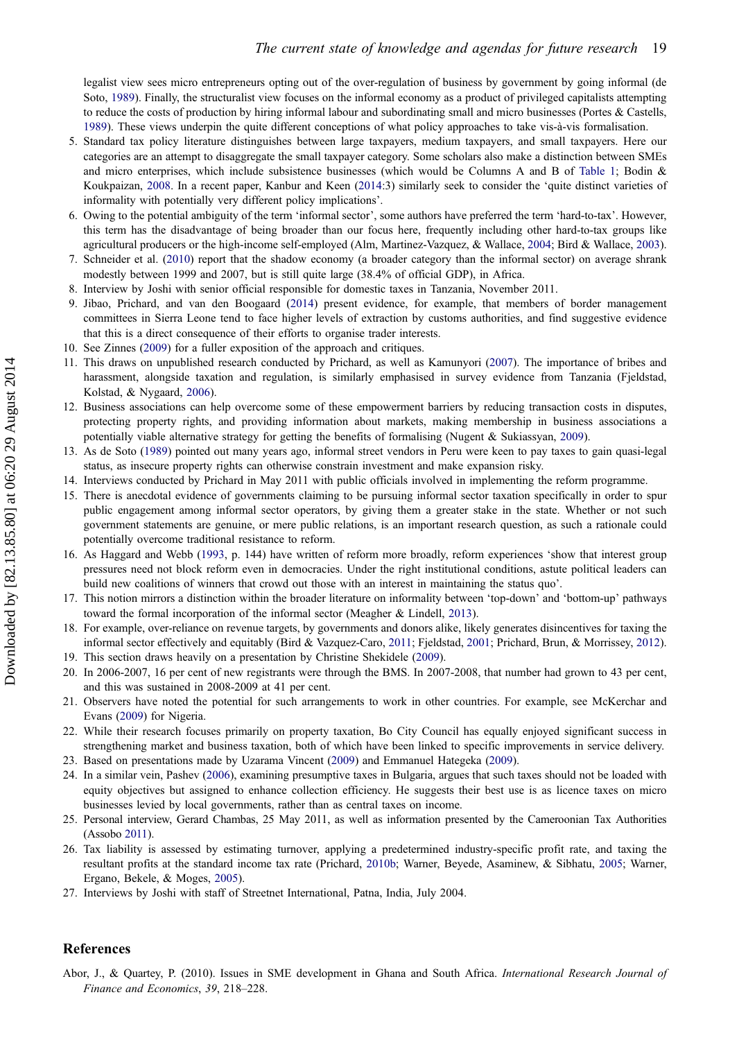legalist view sees micro entrepreneurs opting out of the over-regulation of business by government by going informal (de Soto, 1989). Finally, the structuralist view focuses on the informal economy as a product of privileged capitalists attempting to reduce the costs of production by hiring informal labour and subordinating small and micro businesses (Portes & Castells, 1989). These views underpin the quite different conceptions of what policy approaches to take vis-à-vis formalisation.

5. Standard tax policy literature distinguishes between large taxpayers, medium taxpayers, and small taxpayers. Here our categories are an attempt to disaggregate the small taxpayer category. Some scholars also make a distinction between SMEs and micro enterprises, which include subsistence businesses (which would be Columns A and B of Table 1; Bodin & Koukpaizan, 2008. In a recent paper, Kanbur and Keen (2014:3) similarly seek to consider the 'quite distinct varieties of informality with potentially very different policy implications'.
6. Owing to the potential ambiguity of the term 'informal sector', some authors have preferred the term 'hard-to-tax'. However, this term has the disadvantage of being broader than our focus here, frequently including other hard-to-tax groups like agricultural producers or the high-income self-employed (Alm, Martinez-Vazquez, & Wallace, 2004; Bird & Wallace, 2003).
7. Schneider et al. (2010) report that the shadow economy (a broader category than the informal sector) on average shrank modestly between 1999 and 2007, but is still quite large (38.4% of official GDP), in Africa.
8. Interview by Joshi with senior official responsible for domestic taxes in Tanzania, November 2011.
9. Jibao, Prichard, and van den Boogaard (2014) present evidence, for example, that members of border management committees in Sierra Leone tend to face higher levels of extraction by customs authorities, and find suggestive evidence that this is a direct consequence of their efforts to organise trader interests.
10. See Zinnes (2009) for a fuller exposition of the approach and critiques.
11. This draws on unpublished research conducted by Prichard, as well as Kamunyori (2007). The importance of bribes and harassment, alongside taxation and regulation, is similarly emphasised in survey evidence from Tanzania (Fjeldstad, Kolstad, & Nygaard, 2006).
12. Business associations can help overcome some of these empowerment barriers by reducing transaction costs in disputes, protecting property rights, and providing information about markets, making membership in business associations a potentially viable alternative strategy for getting the benefits of formalising (Nugent & Sukiassyan, 2009).
13. As de Soto (1989) pointed out many years ago, informal street vendors in Peru were keen to pay taxes to gain quasi-legal status, as insecure property rights can otherwise constrain investment and make expansion risky.
14. Interviews conducted by Prichard in May 2011 with public officials involved in implementing the reform programme.
15. There is anecdotal evidence of governments claiming to be pursuing informal sector taxation specifically in order to spur public engagement among informal sector operators, by giving them a greater stake in the state. Whether or not such government statements are genuine, or mere public relations, is an important research question, as such a rationale could potentially overcome traditional resistance to reform.
16. As Haggard and Webb (1993, p. 144) have written of reform more broadly, reform experiences 'show that interest group pressures need not block reform even in democracies. Under the right institutional conditions, astute political leaders can build new coalitions of winners that crowd out those with an interest in maintaining the status quo'.
17. This notion mirrors a distinction within the broader literature on informality between 'top-down' and 'bottom-up' pathways toward the formal incorporation of the informal sector (Meagher & Lindell, 2013).
18. For example, over-reliance on revenue targets, by governments and donors alike, likely generates disincentives for taxing the informal sector effectively and equitably (Bird & Vazquez-Caro, 2011; Fjeldstad, 2001; Prichard, Brun, & Morrissey, 2012).
19. This section draws heavily on a presentation by Christine Shekidele (2009).
20. In 2006-2007, 16 per cent of new registrants were through the BMS. In 2007-2008, that number had grown to 43 per cent, and this was sustained in 2008-2009 at 41 per cent.
21. Observers have noted the potential for such arrangements to work in other countries. For example, see McKerchar and Evans (2009) for Nigeria.
22. While their research focuses primarily on property taxation, Bo City Council has equally enjoyed significant success in strengthening market and business taxation, both of which have been linked to specific improvements in service delivery.
23. Based on presentations made by Uzarama Vincent (2009) and Emmanuel Hategeka (2009).
24. In a similar vein, Pashev (2006), examining presumptive taxes in Bulgaria, argues that such taxes should not be loaded with equity objectives but assigned to enhance collection efficiency. He suggests their best use is as licence taxes on micro businesses levied by local governments, rather than as central taxes on income.
25. Personal interview, Gerard Chambas, 25 May 2011, as well as information presented by the Cameroonian Tax Authorities (Assobo 2011).
26. Tax liability is assessed by estimating turnover, applying a predetermined industry-specific profit rate, and taxing the resultant profits at the standard income tax rate (Prichard, 2010b; Warner, Beyede, Asaminew, & Sibhatu, 2005; Warner, Ergano, Bekele, & Moges, 2005).
27. Interviews by Joshi with staff of Streetnet International, Patna, India, July 2004.

## References

Abor, J., & Quartey, P. (2010). Issues in SME development in Ghana and South Africa. *International Research Journal of Finance and Economics*, *39*, 218–228.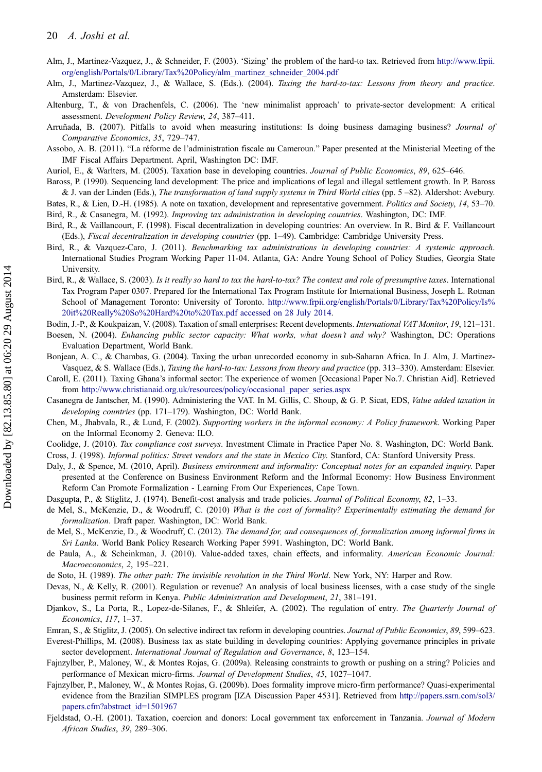Alm, J., Martinez-Vazquez, J., & Schneider, F. (2003). 'Sizing' the problem of the hard-to tax. Retrieved from http://www.frpii.org/english/Portals/0/Library/Tax%20Policy/alm_martinez_schneider_2004.pdf

Alm, J., Martinez-Vazquez, J., & Wallace, S. (Eds.). (2004). *Taxing the hard-to-tax: Lessons from theory and practice*. Amsterdam: Elsevier.

Altenburg, T., & von Drachenfels, C. (2006). The 'new minimalist approach' to private-sector development: A critical assessment. *Development Policy Review*, *24*, 387–411.

Arruñada, B. (2007). Pitfalls to avoid when measuring institutions: Is doing business damaging business? *Journal of Comparative Economics*, *35*, 729–747.

Assobo, A. B. (2011). "La réforme de l'administration fiscale au Cameroun." Paper presented at the Ministerial Meeting of the IMF Fiscal Affairs Department. April, Washington DC: IMF.

Auriol, E., & Warlters, M. (2005). Taxation base in developing countries. *Journal of Public Economics*, *89*, 625–646.

Baross, P. (1990). Sequencing land development: The price and implications of legal and illegal settlement growth. In P. Baross & J. van der Linden (Eds.), *The transformation of land supply systems in Third World cities* (pp. 5 –82). Aldershot: Avebury.

Bates, R., & Lien, D.-H. (1985). A note on taxation, development and representative government. *Politics and Society*, *14*, 53–70.

Bird, R., & Casanegra, M. (1992). *Improving tax administration in developing countries*. Washington, DC: IMF.

Bird, R., & Vaillancourt, F. (1998). Fiscal decentralization in developing countries: An overview. In R. Bird & F. Vaillancourt (Eds.), *Fiscal decentralization in developing countries* (pp. 1–49). Cambridge: Cambridge University Press.

Bird, R., & Vazquez-Caro, J. (2011). *Benchmarking tax administrations in developing countries: A systemic approach*. International Studies Program Working Paper 11-04. Atlanta, GA: Andre Young School of Policy Studies, Georgia State University.

Bird, R., & Wallace, S. (2003). *Is it really so hard to tax the hard-to-tax? The context and role of presumptive taxes*. International Tax Program Paper 0307. Prepared for the International Tax Program Institute for International Business, Joseph L. Rotman School of Management Toronto: University of Toronto. http://www.frpii.org/english/Portals/0/Library/Tax%20Policy/Is%20it%20Really%20So%20Hard%20to%20Tax.pdf accessed on 28 July 2014.

Bodin, J.-P., & Koukpaizan, V. (2008). Taxation of small enterprises: Recent developments. *International VAT Monitor*, *19*, 121–131.

Boesen, N. (2004). *Enhancing public sector capacity: What works, what doesn't and why?* Washington, DC: Operations Evaluation Department, World Bank.

Bonjean, A. C., & Chambas, G. (2004). Taxing the urban unrecorded economy in sub-Saharan Africa. In J. Alm, J. Martinez-Vasquez, & S. Wallace (Eds.), *Taxing the hard-to-tax: Lessons from theory and practice* (pp. 313–330). Amsterdam: Elsevier.

Caroll, E. (2011). Taxing Ghana's informal sector: The experience of women [Occasional Paper No.7. Christian Aid]. Retrieved from http://www.christianaid.org.uk/resources/policy/occasional_paper_series.aspx

Casanegra de Jantscher, M. (1990). Administering the VAT. In M. Gillis, C. Shoup, & G. P. Sicat, EDS, *Value added taxation in developing countries* (pp. 171–179). Washington, DC: World Bank.

Chen, M., Jhabvala, R., & Lund, F. (2002). *Supporting workers in the informal economy: A Policy framework*. Working Paper on the Informal Economy 2. Geneva: ILO.

Coolidge, J. (2010). *Tax compliance cost surveys*. Investment Climate in Practice Paper No. 8. Washington, DC: World Bank.

Cross, J. (1998). *Informal politics: Street vendors and the state in Mexico City*. Stanford, CA: Stanford University Press.

Daly, J., & Spence, M. (2010, April). *Business environment and informality: Conceptual notes for an expanded inquiry*. Paper presented at the Conference on Business Environment Reform and the Informal Economy: How Business Environment Reform Can Promote Formalization - Learning From Our Experiences, Cape Town.

Dasgupta, P., & Stiglitz, J. (1974). Benefit-cost analysis and trade policies. *Journal of Political Economy*, *82*, 1–33.

de Mel, S., McKenzie, D., & Woodruff, C. (2010) *What is the cost of formality? Experimentally estimating the demand for formalization*. Draft paper. Washington, DC: World Bank.

de Mel, S., McKenzie, D., & Woodruff, C. (2012). *The demand for, and consequences of, formalization among informal firms in Sri Lanka*. World Bank Policy Research Working Paper 5991. Washington, DC: World Bank.

de Paula, A., & Scheinkman, J. (2010). Value-added taxes, chain effects, and informality. *American Economic Journal: Macroeconomics*, *2*, 195–221.

de Soto, H. (1989). *The other path: The invisible revolution in the Third World*. New York, NY: Harper and Row.

Devas, N., & Kelly, R. (2001). Regulation or revenue? An analysis of local business licenses, with a case study of the single business permit reform in Kenya. *Public Administration and Development*, *21*, 381–191.

Djankov, S., La Porta, R., Lopez-de-Silanes, F., & Shleifer, A. (2002). The regulation of entry. *The Quarterly Journal of Economics*, *117*, 1–37.

Emran, S., & Stiglitz, J. (2005). On selective indirect tax reform in developing countries. *Journal of Public Economics*, *89*, 599–623.

Everest-Phillips, M. (2008). Business tax as state building in developing countries: Applying governance principles in private sector development. *International Journal of Regulation and Governance*, *8*, 123–154.

Fajnzylber, P., Maloney, W., & Montes Rojas, G. (2009a). Releasing constraints to growth or pushing on a string? Policies and performance of Mexican micro-firms. *Journal of Development Studies*, *45*, 1027–1047.

Fajnzylber, P., Maloney, W., & Montes Rojas, G. (2009b). Does formality improve micro-firm performance? Quasi-experimental evidence from the Brazilian SIMPLES program [IZA Discussion Paper 4531]. Retrieved from http://papers.ssrn.com/sol3/papers.cfm?abstract_id=1501967

Fjeldstad, O.-H. (2001). Taxation, coercion and donors: Local government tax enforcement in Tanzania. *Journal of Modern African Studies*, *39*, 289–306.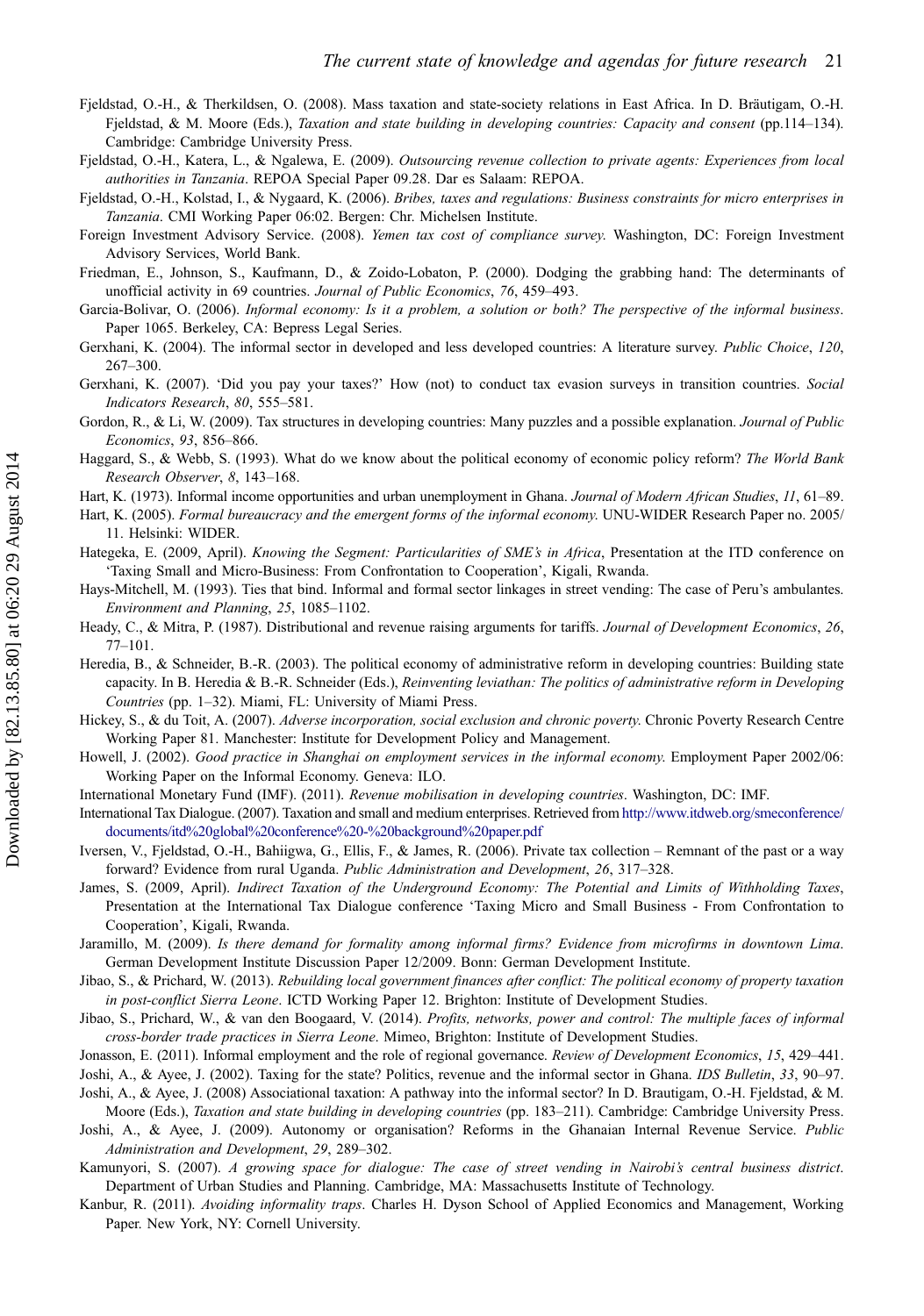Fjeldstad, O.-H., & Therkildsen, O. (2008). Mass taxation and state-society relations in East Africa. In D. Bräutigam, O.-H. Fjeldstad, & M. Moore (Eds.), *Taxation and state building in developing countries: Capacity and consent* (pp.114–134). Cambridge: Cambridge University Press.

Fjeldstad, O.-H., Katera, L., & Ngalewa, E. (2009). *Outsourcing revenue collection to private agents: Experiences from local authorities in Tanzania*. REPOA Special Paper 09.28. Dar es Salaam: REPOA.

Fjeldstad, O.-H., Kolstad, I., & Nygaard, K. (2006). *Bribes, taxes and regulations: Business constraints for micro enterprises in Tanzania*. CMI Working Paper 06:02. Bergen: Chr. Michelsen Institute.

Foreign Investment Advisory Service. (2008). *Yemen tax cost of compliance survey*. Washington, DC: Foreign Investment Advisory Services, World Bank.

Friedman, E., Johnson, S., Kaufmann, D., & Zoido-Lobaton, P. (2000). Dodging the grabbing hand: The determinants of unofficial activity in 69 countries. *Journal of Public Economics*, *76*, 459–493.

Garcia-Bolivar, O. (2006). *Informal economy: Is it a problem, a solution or both? The perspective of the informal business*. Paper 1065. Berkeley, CA: Bepress Legal Series.

Gerxhani, K. (2004). The informal sector in developed and less developed countries: A literature survey. *Public Choice*, *120*, 267–300.

Gerxhani, K. (2007). 'Did you pay your taxes?' How (not) to conduct tax evasion surveys in transition countries. *Social Indicators Research*, *80*, 555–581.

Gordon, R., & Li, W. (2009). Tax structures in developing countries: Many puzzles and a possible explanation. *Journal of Public Economics*, *93*, 856–866.

Haggard, S., & Webb, S. (1993). What do we know about the political economy of economic policy reform? *The World Bank Research Observer*, *8*, 143–168.

Hart, K. (1973). Informal income opportunities and urban unemployment in Ghana. *Journal of Modern African Studies*, *11*, 61–89.

Hart, K. (2005). *Formal bureaucracy and the emergent forms of the informal economy*. UNU-WIDER Research Paper no. 2005/11. Helsinki: WIDER.

Hategeka, E. (2009, April). *Knowing the Segment: Particularities of SME's in Africa*, Presentation at the ITD conference on 'Taxing Small and Micro-Business: From Confrontation to Cooperation', Kigali, Rwanda.

Hays-Mitchell, M. (1993). Ties that bind. Informal and formal sector linkages in street vending: The case of Peru's ambulantes. *Environment and Planning*, *25*, 1085–1102.

Heady, C., & Mitra, P. (1987). Distributional and revenue raising arguments for tariffs. *Journal of Development Economics*, *26*, 77–101.

Heredia, B., & Schneider, B.-R. (2003). The political economy of administrative reform in developing countries: Building state capacity. In B. Heredia & B.-R. Schneider (Eds.), *Reinventing leviathan: The politics of administrative reform in Developing Countries* (pp. 1–32). Miami, FL: University of Miami Press.

Hickey, S., & du Toit, A. (2007). *Adverse incorporation, social exclusion and chronic poverty*. Chronic Poverty Research Centre Working Paper 81. Manchester: Institute for Development Policy and Management.

Howell, J. (2002). *Good practice in Shanghai on employment services in the informal economy*. Employment Paper 2002/06: Working Paper on the Informal Economy. Geneva: ILO.

International Monetary Fund (IMF). (2011). *Revenue mobilisation in developing countries*. Washington, DC: IMF.

International Tax Dialogue. (2007). Taxation and small and medium enterprises. Retrieved from http://www.itdweb.org/smeconference/documents/itd%20global%20conference%20-%20background%20paper.pdf

Iversen, V., Fjeldstad, O.-H., Bahiigwa, G., Ellis, F., & James, R. (2006). Private tax collection – Remnant of the past or a way forward? Evidence from rural Uganda. *Public Administration and Development*, *26*, 317–328.

James, S. (2009, April). *Indirect Taxation of the Underground Economy: The Potential and Limits of Withholding Taxes*, Presentation at the International Tax Dialogue conference 'Taxing Micro and Small Business - From Confrontation to Cooperation', Kigali, Rwanda.

Jaramillo, M. (2009). *Is there demand for formality among informal firms? Evidence from microfirms in downtown Lima*. German Development Institute Discussion Paper 12/2009. Bonn: German Development Institute.

Jibao, S., & Prichard, W. (2013). *Rebuilding local government finances after conflict: The political economy of property taxation in post-conflict Sierra Leone*. ICTD Working Paper 12. Brighton: Institute of Development Studies.

Jibao, S., Prichard, W., & van den Boogaard, V. (2014). *Profits, networks, power and control: The multiple faces of informal cross-border trade practices in Sierra Leone*. Mimeo, Brighton: Institute of Development Studies.

Jonasson, E. (2011). Informal employment and the role of regional governance. *Review of Development Economics*, *15*, 429–441.

Joshi, A., & Ayee, J. (2002). Taxing for the state? Politics, revenue and the informal sector in Ghana. *IDS Bulletin*, *33*, 90–97.

Joshi, A., & Ayee, J. (2008) Associational taxation: A pathway into the informal sector? In D. Brautigam, O.-H. Fjeldstad, & M. Moore (Eds.), *Taxation and state building in developing countries* (pp. 183–211). Cambridge: Cambridge University Press.

Joshi, A., & Ayee, J. (2009). Autonomy or organisation? Reforms in the Ghanaian Internal Revenue Service. *Public Administration and Development*, *29*, 289–302.

Kamunyori, S. (2007). *A growing space for dialogue: The case of street vending in Nairobi's central business district*. Department of Urban Studies and Planning. Cambridge, MA: Massachusetts Institute of Technology.

Kanbur, R. (2011). *Avoiding informality traps*. Charles H. Dyson School of Applied Economics and Management, Working Paper. New York, NY: Cornell University.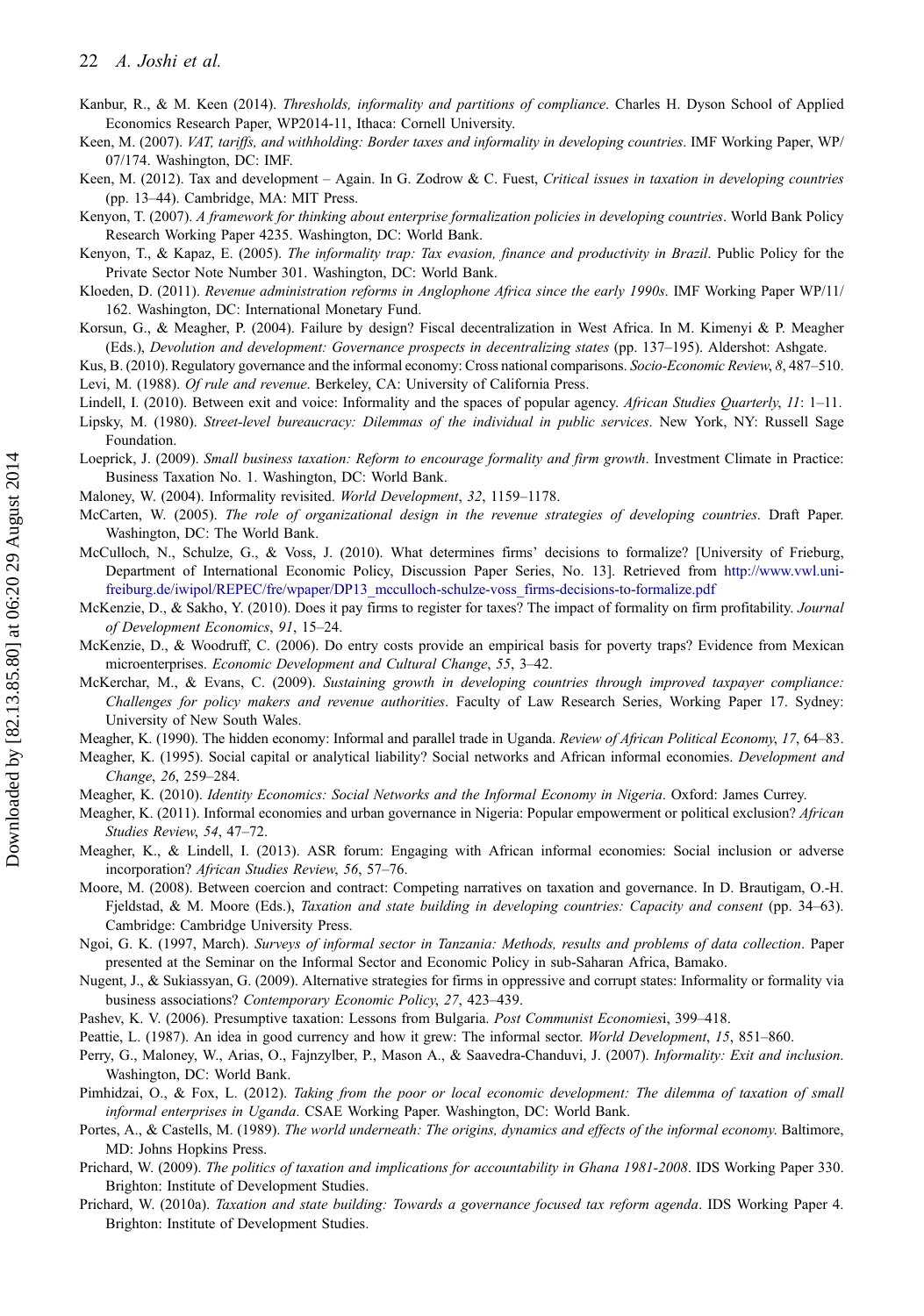Kanbur, R., & M. Keen (2014). *Thresholds, informality and partitions of compliance*. Charles H. Dyson School of Applied Economics Research Paper, WP2014-11, Ithaca: Cornell University.

Keen, M. (2007). *VAT, tariffs, and withholding: Border taxes and informality in developing countries*. IMF Working Paper, WP/07/174. Washington, DC: IMF.

Keen, M. (2012). Tax and development – Again. In G. Zodrow & C. Fuest, *Critical issues in taxation in developing countries* (pp. 13–44). Cambridge, MA: MIT Press.

Kenyon, T. (2007). *A framework for thinking about enterprise formalization policies in developing countries*. World Bank Policy Research Working Paper 4235. Washington, DC: World Bank.

Kenyon, T., & Kapaz, E. (2005). *The informality trap: Tax evasion, finance and productivity in Brazil*. Public Policy for the Private Sector Note Number 301. Washington, DC: World Bank.

Kloeden, D. (2011). *Revenue administration reforms in Anglophone Africa since the early 1990s*. IMF Working Paper WP/11/162. Washington, DC: International Monetary Fund.

Korsun, G., & Meagher, P. (2004). Failure by design? Fiscal decentralization in West Africa. In M. Kimenyi & P. Meagher (Eds.), *Devolution and development: Governance prospects in decentralizing states* (pp. 137–195). Aldershot: Ashgate.

Kus, B. (2010). Regulatory governance and the informal economy: Cross national comparisons. *Socio-Economic Review*, *8*, 487–510.

Levi, M. (1988). *Of rule and revenue*. Berkeley, CA: University of California Press.

Lindell, I. (2010). Between exit and voice: Informality and the spaces of popular agency. *African Studies Quarterly*, *11*: 1–11.

Lipsky, M. (1980). *Street-level bureaucracy: Dilemmas of the individual in public services*. New York, NY: Russell Sage Foundation.

Loeprick, J. (2009). *Small business taxation: Reform to encourage formality and firm growth*. Investment Climate in Practice: Business Taxation No. 1. Washington, DC: World Bank.

Maloney, W. (2004). Informality revisited. *World Development*, *32*, 1159–1178.

McCarten, W. (2005). *The role of organizational design in the revenue strategies of developing countries*. Draft Paper. Washington, DC: The World Bank.

McCulloch, N., Schulze, G., & Voss, J. (2010). What determines firms' decisions to formalize? [University of Frieburg, Department of International Economic Policy, Discussion Paper Series, No. 13]. Retrieved from http://www.vwl.uni-freiburg.de/iwipol/REPEC/fre/wpaper/DP13_mcculloch-schulze-voss_firms-decisions-to-formalize.pdf

McKenzie, D., & Sakho, Y. (2010). Does it pay firms to register for taxes? The impact of formality on firm profitability. *Journal of Development Economics*, *91*, 15–24.

McKenzie, D., & Woodruff, C. (2006). Do entry costs provide an empirical basis for poverty traps? Evidence from Mexican microenterprises. *Economic Development and Cultural Change*, *55*, 3–42.

McKerchar, M., & Evans, C. (2009). *Sustaining growth in developing countries through improved taxpayer compliance: Challenges for policy makers and revenue authorities*. Faculty of Law Research Series, Working Paper 17. Sydney: University of New South Wales.

Meagher, K. (1990). The hidden economy: Informal and parallel trade in Uganda. *Review of African Political Economy*, *17*, 64–83.

Meagher, K. (1995). Social capital or analytical liability? Social networks and African informal economies. *Development and Change*, *26*, 259–284.

Meagher, K. (2010). *Identity Economics: Social Networks and the Informal Economy in Nigeria*. Oxford: James Currey.

Meagher, K. (2011). Informal economies and urban governance in Nigeria: Popular empowerment or political exclusion? *African Studies Review*, *54*, 47–72.

Meagher, K., & Lindell, I. (2013). ASR forum: Engaging with African informal economies: Social inclusion or adverse incorporation? *African Studies Review*, *56*, 57–76.

Moore, M. (2008). Between coercion and contract: Competing narratives on taxation and governance. In D. Brautigam, O.-H. Fjeldstad, & M. Moore (Eds.), *Taxation and state building in developing countries: Capacity and consent* (pp. 34–63). Cambridge: Cambridge University Press.

Ngoi, G. K. (1997, March). *Surveys of informal sector in Tanzania: Methods, results and problems of data collection*. Paper presented at the Seminar on the Informal Sector and Economic Policy in sub-Saharan Africa, Bamako.

Nugent, J., & Sukiassyan, G. (2009). Alternative strategies for firms in oppressive and corrupt states: Informality or formality via business associations? *Contemporary Economic Policy*, *27*, 423–439.

Pashev, K. V. (2006). Presumptive taxation: Lessons from Bulgaria. *Post Communist Economies*i, 399–418.

Peattie, L. (1987). An idea in good currency and how it grew: The informal sector. *World Development*, *15*, 851–860.

Perry, G., Maloney, W., Arias, O., Fajnzylber, P., Mason A., & Saavedra-Chanduvi, J. (2007). *Informality: Exit and inclusion*. Washington, DC: World Bank.

Pimhidzai, O., & Fox, L. (2012). *Taking from the poor or local economic development: The dilemma of taxation of small informal enterprises in Uganda*. CSAE Working Paper. Washington, DC: World Bank.

Portes, A., & Castells, M. (1989). *The world underneath: The origins, dynamics and effects of the informal economy*. Baltimore, MD: Johns Hopkins Press.

Prichard, W. (2009). *The politics of taxation and implications for accountability in Ghana 1981-2008*. IDS Working Paper 330. Brighton: Institute of Development Studies.

Prichard, W. (2010a). *Taxation and state building: Towards a governance focused tax reform agenda*. IDS Working Paper 4. Brighton: Institute of Development Studies.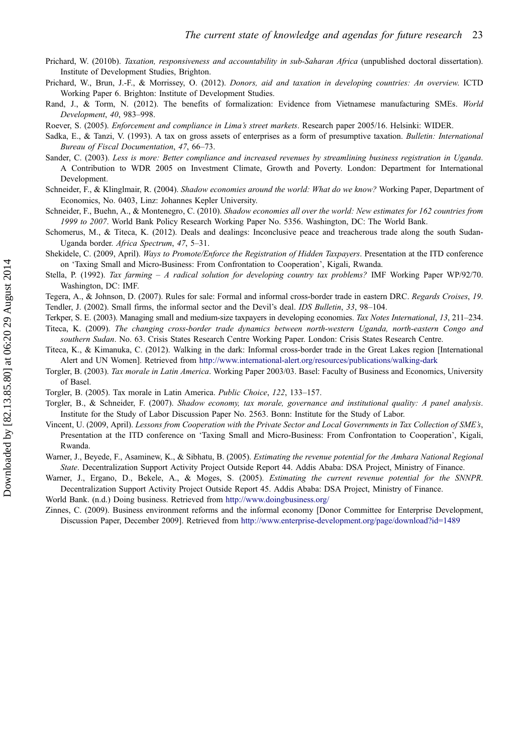Prichard, W. (2010b). *Taxation, responsiveness and accountability in sub-Saharan Africa* (unpublished doctoral dissertation). Institute of Development Studies, Brighton.

Prichard, W., Brun, J.-F., & Morrissey, O. (2012). *Donors, aid and taxation in developing countries: An overview*. ICTD Working Paper 6. Brighton: Institute of Development Studies.

Rand, J., & Torm, N. (2012). The benefits of formalization: Evidence from Vietnamese manufacturing SMEs. *World Development*, *40*, 983–998.

Roever, S. (2005). *Enforcement and compliance in Lima's street markets*. Research paper 2005/16. Helsinki: WIDER.

Sadka, E., & Tanzi, V. (1993). A tax on gross assets of enterprises as a form of presumptive taxation. *Bulletin: International Bureau of Fiscal Documentation*, *47*, 66–73.

Sander, C. (2003). *Less is more: Better compliance and increased revenues by streamlining business registration in Uganda*. A Contribution to WDR 2005 on Investment Climate, Growth and Poverty. London: Department for International Development.

Schneider, F., & Klinglmair, R. (2004). *Shadow economies around the world: What do we know?* Working Paper, Department of Economics, No. 0403, Linz: Johannes Kepler University.

Schneider, F., Buehn, A., & Montenegro, C. (2010). *Shadow economies all over the world: New estimates for 162 countries from 1999 to 2007*. World Bank Policy Research Working Paper No. 5356. Washington, DC: The World Bank.

Schomerus, M., & Titeca, K. (2012). Deals and dealings: Inconclusive peace and treacherous trade along the south Sudan-Uganda border. *Africa Spectrum*, *47*, 5–31.

Shekidele, C. (2009, April). *Ways to Promote/Enforce the Registration of Hidden Taxpayers*. Presentation at the ITD conference on 'Taxing Small and Micro-Business: From Confrontation to Cooperation', Kigali, Rwanda.

Stella, P. (1992). *Tax farming – A radical solution for developing country tax problems?* IMF Working Paper WP/92/70. Washington, DC: IMF.

Tegera, A., & Johnson, D. (2007). Rules for sale: Formal and informal cross-border trade in eastern DRC. *Regards Croises*, *19*.

Tendler, J. (2002). Small firms, the informal sector and the Devil's deal. *IDS Bulletin*, *33*, 98–104.

Terkper, S. E. (2003). Managing small and medium-size taxpayers in developing economies. *Tax Notes International*, *13*, 211–234.

Titeca, K. (2009). *The changing cross-border trade dynamics between north-western Uganda, north-eastern Congo and southern Sudan*. No. 63. Crisis States Research Centre Working Paper. London: Crisis States Research Centre.

Titeca, K., & Kimanuka, C. (2012). Walking in the dark: Informal cross-border trade in the Great Lakes region [International Alert and UN Women]. Retrieved from http://www.international-alert.org/resources/publications/walking-dark

Torgler, B. (2003). *Tax morale in Latin America*. Working Paper 2003/03. Basel: Faculty of Business and Economics, University of Basel.

Torgler, B. (2005). Tax morale in Latin America. *Public Choice*, *122*, 133–157.

Torgler, B., & Schneider, F. (2007). *Shadow economy, tax morale, governance and institutional quality: A panel analysis*. Institute for the Study of Labor Discussion Paper No. 2563. Bonn: Institute for the Study of Labor.

Vincent, U. (2009, April). *Lessons from Cooperation with the Private Sector and Local Governments in Tax Collection of SME's*, Presentation at the ITD conference on 'Taxing Small and Micro-Business: From Confrontation to Cooperation', Kigali, Rwanda.

Warner, J., Beyede, F., Asaminew, K., & Sibhatu, B. (2005). *Estimating the revenue potential for the Amhara National Regional State*. Decentralization Support Activity Project Outside Report 44. Addis Ababa: DSA Project, Ministry of Finance.

Warner, J., Ergano, D., Bekele, A., & Moges, S. (2005). *Estimating the current revenue potential for the SNNPR*. Decentralization Support Activity Project Outside Report 45. Addis Ababa: DSA Project, Ministry of Finance.

World Bank. (n.d.) Doing business. Retrieved from http://www.doingbusiness.org/

Zinnes, C. (2009). Business environment reforms and the informal economy [Donor Committee for Enterprise Development, Discussion Paper, December 2009]. Retrieved from http://www.enterprise-development.org/page/download?id=1489